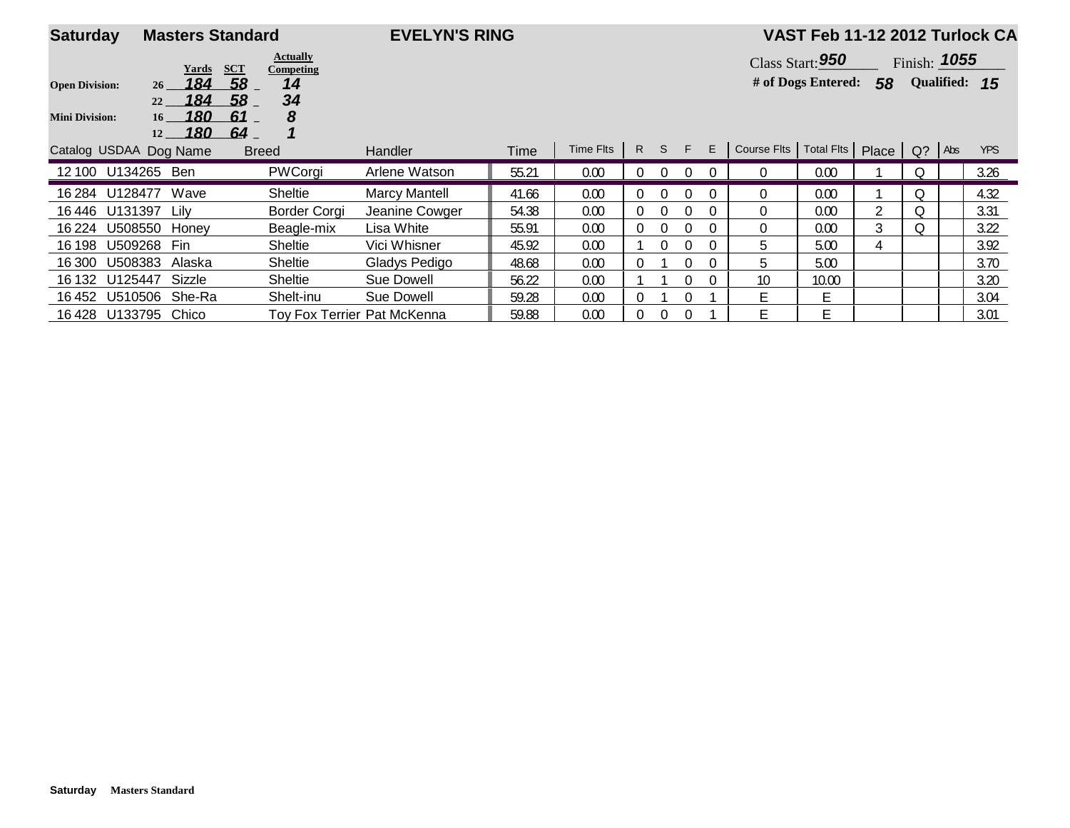**Saturday** **Masters Standard** **EVELYN'S RING** **VAST Feb 11-12 2012 Turlock CA**

| | Yards | SCT | Actually Competing |
|---|---|---|---|
| **Open Division:** 26 | 184 | 58 | 14 |
| 22 | 184 | 58 | 34 |
| **Mini Division:** 16 | 180 | 61 | 8 |
| 12 | 180 | 64 | 1 |

Class Start: 950 Finish: 1055

**# of Dogs Entered:** 58 **Qualified:** 15

| Catalog | USDAA | Dog Name | Breed | Handler | Time | Time Flts | R | S | F | E | Course Flts | Total Flts | Place | Q? | Abs | YPS |
|---|---|---|---|---|---|---|---|---|---|---|---|---|---|---|---|---|
| 12 100 | U134265 | Ben | PWCorgi | Arlene Watson | 55.21 | 0.00 | 0 | 0 | 0 | 0 | 0 | 0.00 | 1 | Q | | 3.26 |
| 16 284 | U128477 | Wave | Sheltie | Marcy Mantell | 41.66 | 0.00 | 0 | 0 | 0 | 0 | 0 | 0.00 | 1 | Q | | 4.32 |
| 16 446 | U131397 | Lily | Border Corgi | Jeanine Cowger | 54.38 | 0.00 | 0 | 0 | 0 | 0 | 0 | 0.00 | 2 | Q | | 3.31 |
| 16 224 | U508550 | Honey | Beagle-mix | Lisa White | 55.91 | 0.00 | 0 | 0 | 0 | 0 | 0 | 0.00 | 3 | Q | | 3.22 |
| 16 198 | U509268 | Fin | Sheltie | Vici Whisner | 45.92 | 0.00 | 1 | 0 | 0 | 0 | 5 | 5.00 | 4 | | | 3.92 |
| 16 300 | U508383 | Alaska | Sheltie | Gladys Pedigo | 48.68 | 0.00 | 0 | 1 | 0 | 0 | 5 | 5.00 | | | | 3.70 |
| 16 132 | U125447 | Sizzle | Sheltie | Sue Dowell | 56.22 | 0.00 | 1 | 1 | 0 | 0 | 10 | 10.00 | | | | 3.20 |
| 16 452 | U510506 | She-Ra | Shelt-inu | Sue Dowell | 59.28 | 0.00 | 0 | 1 | 0 | 1 | E | E | | | | 3.04 |
| 16 428 | U133795 | Chico | Toy Fox Terrier | Pat McKenna | 59.88 | 0.00 | 0 | 0 | 0 | 1 | E | E | | | | 3.01 |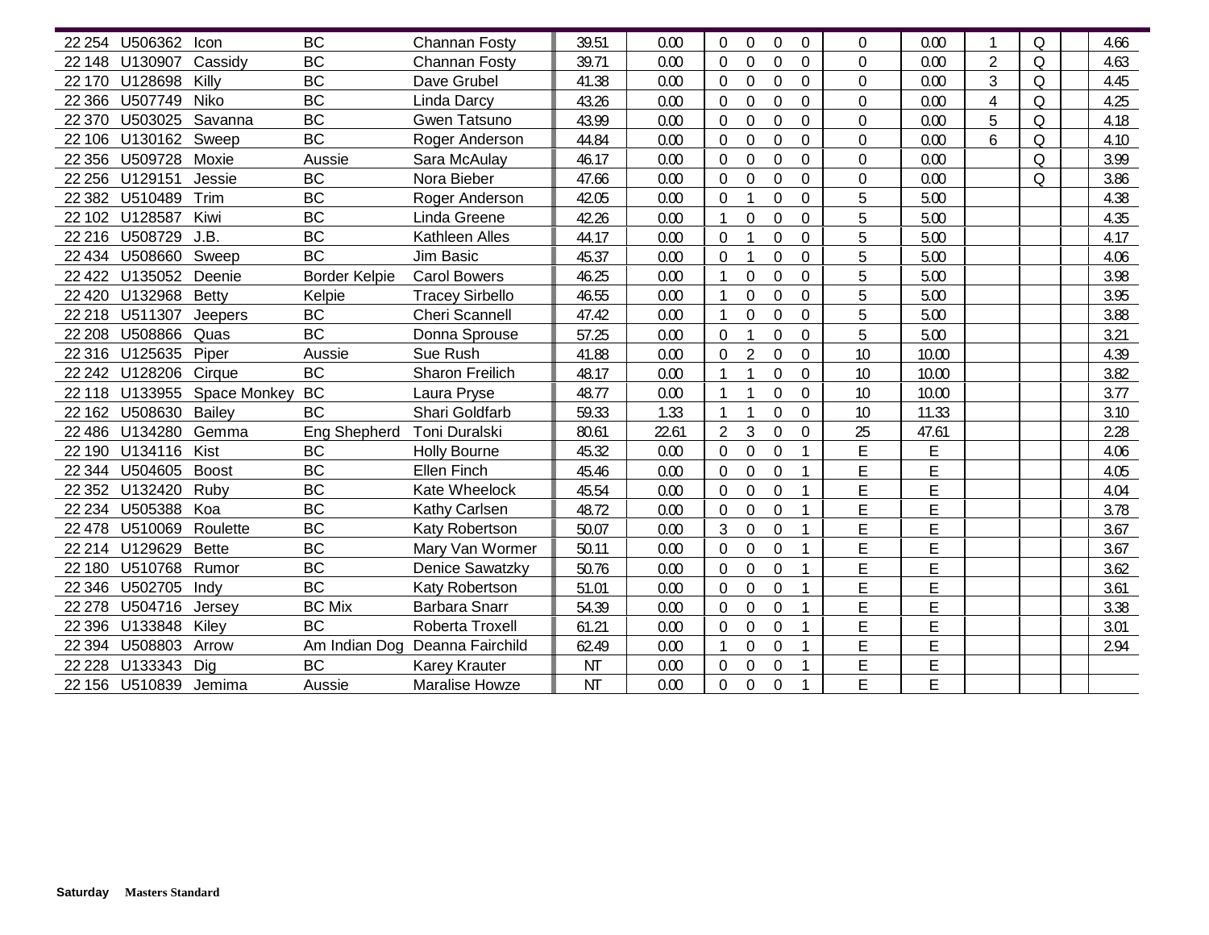| | | | | | | | | | | | | | | | | | |
|---|---|---|---|---|---|---|---|---|---|---|---|---|---|---|---|---|---|
| 22 254 | U506362 | Icon | BC | Channan Fosty | 39.51 | 0.00 | 0 | 0 | 0 | 0 | 0 | 0.00 | 1 | Q | | 4.66 |
| 22 148 | U130907 | Cassidy | BC | Channan Fosty | 39.71 | 0.00 | 0 | 0 | 0 | 0 | 0 | 0.00 | 2 | Q | | 4.63 |
| 22 170 | U128698 | Killy | BC | Dave Grubel | 41.38 | 0.00 | 0 | 0 | 0 | 0 | 0 | 0.00 | 3 | Q | | 4.45 |
| 22 366 | U507749 | Niko | BC | Linda Darcy | 43.26 | 0.00 | 0 | 0 | 0 | 0 | 0 | 0.00 | 4 | Q | | 4.25 |
| 22 370 | U503025 | Savanna | BC | Gwen Tatsuno | 43.99 | 0.00 | 0 | 0 | 0 | 0 | 0 | 0.00 | 5 | Q | | 4.18 |
| 22 106 | U130162 | Sweep | BC | Roger Anderson | 44.84 | 0.00 | 0 | 0 | 0 | 0 | 0 | 0.00 | 6 | Q | | 4.10 |
| 22 356 | U509728 | Moxie | Aussie | Sara McAulay | 46.17 | 0.00 | 0 | 0 | 0 | 0 | 0 | 0.00 | | Q | | 3.99 |
| 22 256 | U129151 | Jessie | BC | Nora Bieber | 47.66 | 0.00 | 0 | 0 | 0 | 0 | 0 | 0.00 | | Q | | 3.86 |
| 22 382 | U510489 | Trim | BC | Roger Anderson | 42.05 | 0.00 | 0 | 1 | 0 | 0 | 5 | 5.00 | | | | 4.38 |
| 22 102 | U128587 | Kiwi | BC | Linda Greene | 42.26 | 0.00 | 1 | 0 | 0 | 0 | 5 | 5.00 | | | | 4.35 |
| 22 216 | U508729 | J.B. | BC | Kathleen Alles | 44.17 | 0.00 | 0 | 1 | 0 | 0 | 5 | 5.00 | | | | 4.17 |
| 22 434 | U508660 | Sweep | BC | Jim Basic | 45.37 | 0.00 | 0 | 1 | 0 | 0 | 5 | 5.00 | | | | 4.06 |
| 22 422 | U135052 | Deenie | Border Kelpie | Carol Bowers | 46.25 | 0.00 | 1 | 0 | 0 | 0 | 5 | 5.00 | | | | 3.98 |
| 22 420 | U132968 | Betty | Kelpie | Tracey Sirbello | 46.55 | 0.00 | 1 | 0 | 0 | 0 | 5 | 5.00 | | | | 3.95 |
| 22 218 | U511307 | Jeepers | BC | Cheri Scannell | 47.42 | 0.00 | 1 | 0 | 0 | 0 | 5 | 5.00 | | | | 3.88 |
| 22 208 | U508866 | Quas | BC | Donna Sprouse | 57.25 | 0.00 | 0 | 1 | 0 | 0 | 5 | 5.00 | | | | 3.21 |
| 22 316 | U125635 | Piper | Aussie | Sue Rush | 41.88 | 0.00 | 0 | 2 | 0 | 0 | 10 | 10.00 | | | | 4.39 |
| 22 242 | U128206 | Cirque | BC | Sharon Freilich | 48.17 | 0.00 | 1 | 1 | 0 | 0 | 10 | 10.00 | | | | 3.82 |
| 22 118 | U133955 | Space Monkey | BC | Laura Pryse | 48.77 | 0.00 | 1 | 1 | 0 | 0 | 10 | 10.00 | | | | 3.77 |
| 22 162 | U508630 | Bailey | BC | Shari Goldfarb | 59.33 | 1.33 | 1 | 1 | 0 | 0 | 10 | 11.33 | | | | 3.10 |
| 22 486 | U134280 | Gemma | Eng Shepherd | Toni Duralski | 80.61 | 22.61 | 2 | 3 | 0 | 0 | 25 | 47.61 | | | | 2.28 |
| 22 190 | U134116 | Kist | BC | Holly Bourne | 45.32 | 0.00 | 0 | 0 | 0 | 1 | E | E | | | | 4.06 |
| 22 344 | U504605 | Boost | BC | Ellen Finch | 45.46 | 0.00 | 0 | 0 | 0 | 1 | E | E | | | | 4.05 |
| 22 352 | U132420 | Ruby | BC | Kate Wheelock | 45.54 | 0.00 | 0 | 0 | 0 | 1 | E | E | | | | 4.04 |
| 22 234 | U505388 | Koa | BC | Kathy Carlsen | 48.72 | 0.00 | 0 | 0 | 0 | 1 | E | E | | | | 3.78 |
| 22 478 | U510069 | Roulette | BC | Katy Robertson | 50.07 | 0.00 | 3 | 0 | 0 | 1 | E | E | | | | 3.67 |
| 22 214 | U129629 | Bette | BC | Mary Van Wormer | 50.11 | 0.00 | 0 | 0 | 0 | 1 | E | E | | | | 3.67 |
| 22 180 | U510768 | Rumor | BC | Denice Sawatzky | 50.76 | 0.00 | 0 | 0 | 0 | 1 | E | E | | | | 3.62 |
| 22 346 | U502705 | Indy | BC | Katy Robertson | 51.01 | 0.00 | 0 | 0 | 0 | 1 | E | E | | | | 3.61 |
| 22 278 | U504716 | Jersey | BC Mix | Barbara Snarr | 54.39 | 0.00 | 0 | 0 | 0 | 1 | E | E | | | | 3.38 |
| 22 396 | U133848 | Kiley | BC | Roberta Troxell | 61.21 | 0.00 | 0 | 0 | 0 | 1 | E | E | | | | 3.01 |
| 22 394 | U508803 | Arrow | Am Indian Dog | Deanna Fairchild | 62.49 | 0.00 | 1 | 0 | 0 | 1 | E | E | | | | 2.94 |
| 22 228 | U133343 | Dig | BC | Karey Krauter | NT | 0.00 | 0 | 0 | 0 | 1 | E | E | | | | |
| 22 156 | U510839 | Jemima | Aussie | Maralise Howze | NT | 0.00 | 0 | 0 | 0 | 1 | E | E | | | | |

**Saturday** **Masters Standard**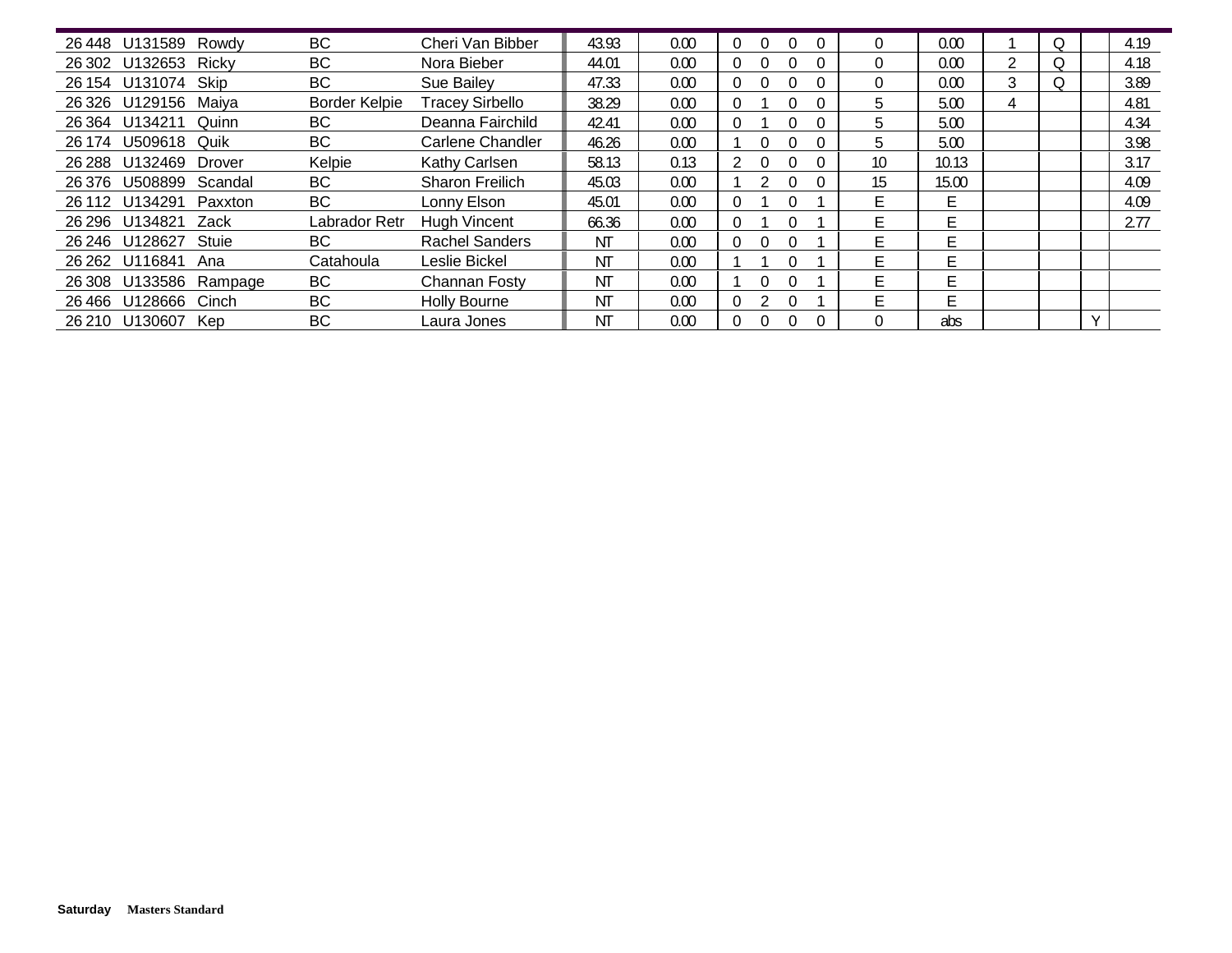| | | | | | | | | | | | | | | | | | |
|---|---|---|---|---|---|---|---|---|---|---|---|---|---|---|---|---|---|
| 26 448 | U131589 | Rowdy | BC | Cheri Van Bibber | 43.93 | 0.00 | 0 | 0 | 0 | 0 | 0 | 0.00 | 1 | Q | | 4.19 |
| 26 302 | U132653 | Ricky | BC | Nora Bieber | 44.01 | 0.00 | 0 | 0 | 0 | 0 | 0 | 0.00 | 2 | Q | | 4.18 |
| 26 154 | U131074 | Skip | BC | Sue Bailey | 47.33 | 0.00 | 0 | 0 | 0 | 0 | 0 | 0.00 | 3 | Q | | 3.89 |
| 26 326 | U129156 | Maiya | Border Kelpie | Tracey Sirbello | 38.29 | 0.00 | 0 | 1 | 0 | 0 | 5 | 5.00 | 4 | | | 4.81 |
| 26 364 | U134211 | Quinn | BC | Deanna Fairchild | 42.41 | 0.00 | 0 | 1 | 0 | 0 | 5 | 5.00 | | | | 4.34 |
| 26 174 | U509618 | Quik | BC | Carlene Chandler | 46.26 | 0.00 | 1 | 0 | 0 | 0 | 5 | 5.00 | | | | 3.98 |
| 26 288 | U132469 | Drover | Kelpie | Kathy Carlsen | 58.13 | 0.13 | 2 | 0 | 0 | 0 | 10 | 10.13 | | | | 3.17 |
| 26 376 | U508899 | Scandal | BC | Sharon Freilich | 45.03 | 0.00 | 1 | 2 | 0 | 0 | 15 | 15.00 | | | | 4.09 |
| 26 112 | U134291 | Paxxton | BC | Lonny Elson | 45.01 | 0.00 | 0 | 1 | 0 | 1 | E | E | | | | 4.09 |
| 26 296 | U134821 | Zack | Labrador Retr | Hugh Vincent | 66.36 | 0.00 | 0 | 1 | 0 | 1 | E | E | | | | 2.77 |
| 26 246 | U128627 | Stuie | BC | Rachel Sanders | NT | 0.00 | 0 | 0 | 0 | 1 | E | E | | | | |
| 26 262 | U116841 | Ana | Catahoula | Leslie Bickel | NT | 0.00 | 1 | 1 | 0 | 1 | E | E | | | | |
| 26 308 | U133586 | Rampage | BC | Channan Fosty | NT | 0.00 | 1 | 0 | 0 | 1 | E | E | | | | |
| 26 466 | U128666 | Cinch | BC | Holly Bourne | NT | 0.00 | 0 | 2 | 0 | 1 | E | E | | | | |
| 26 210 | U130607 | Kep | BC | Laura Jones | NT | 0.00 | 0 | 0 | 0 | 0 | 0 | abs | | | Y | |

**Saturday** **Masters Standard**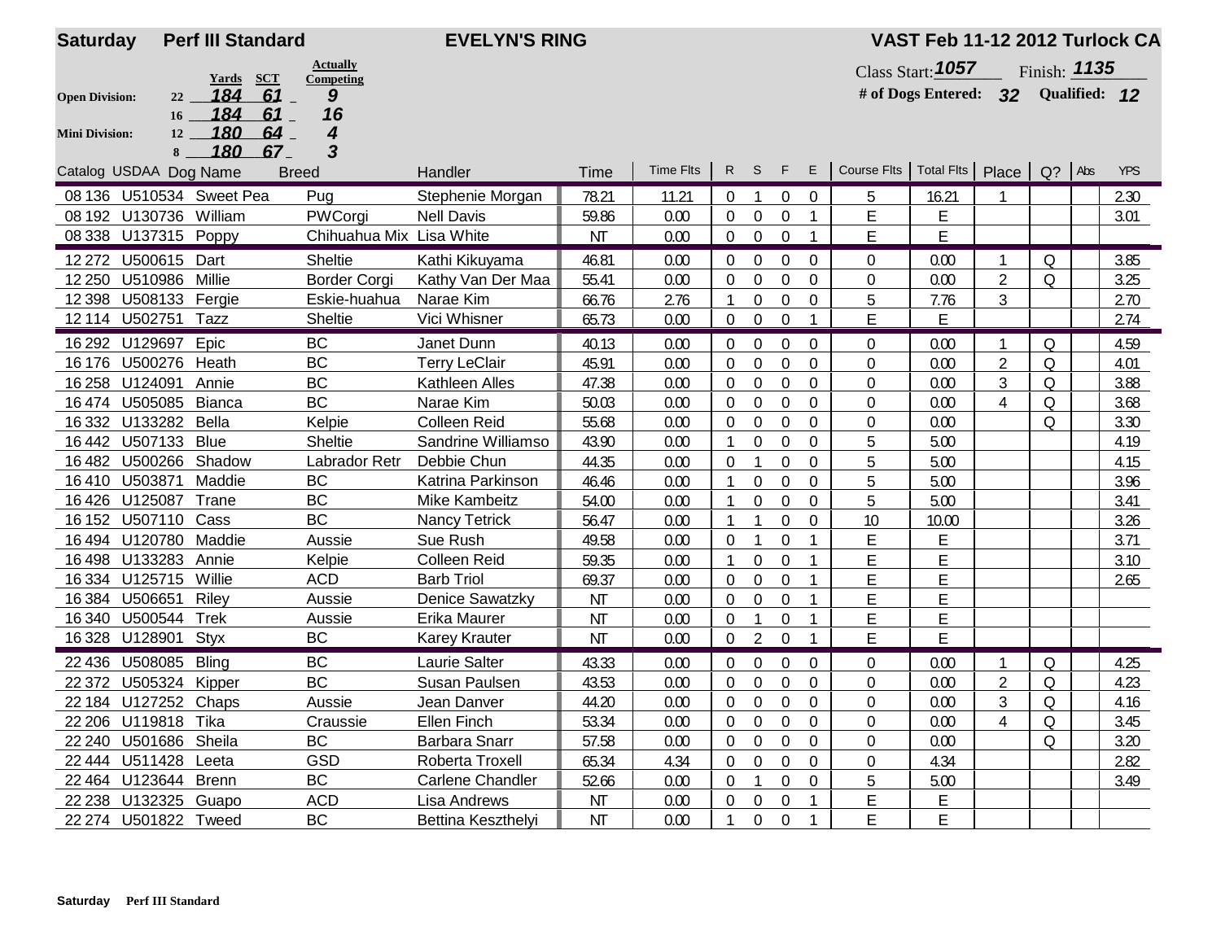**Saturday** **Perf III Standard** **EVELYN'S RING** **VAST Feb 11-12 2012 Turlock CA**

Class Start: **1057** Finish: **1135**

**# of Dogs Entered: 32** **Qualified: 12**

| | Jump | Yards | SCT | Actually Competing |
|---|---|---|---|---|
| **Open Division:** | 22 | 184 | 61 | 9 |
| | 16 | 184 | 61 | 16 |
| **Mini Division:** | 12 | 180 | 64 | 4 |
| | 8 | 180 | 67 | 3 |

| Catalog | USDAA | Dog Name | Breed | Handler | Time | Time Flts | R | S | F | E | Course Flts | Total Flts | Place | Q? | Abs | YPS |
|---|---|---|---|---|---|---|---|---|---|---|---|---|---|---|---|---|
| 08 136 | U510534 | Sweet Pea | Pug | Stephenie Morgan | 78.21 | 11.21 | 0 | 1 | 0 | 0 | 5 | 16.21 | 1 | | | 2.30 |
| 08 192 | U130736 | William | PWCorgi | Nell Davis | 59.86 | 0.00 | 0 | 0 | 0 | 1 | E | E | | | | 3.01 |
| 08 338 | U137315 | Poppy | Chihuahua Mix | Lisa White | NT | 0.00 | 0 | 0 | 0 | 1 | E | E | | | | |
| 12 272 | U500615 | Dart | Sheltie | Kathi Kikuyama | 46.81 | 0.00 | 0 | 0 | 0 | 0 | 0 | 0.00 | 1 | Q | | 3.85 |
| 12 250 | U510986 | Millie | Border Corgi | Kathy Van Der Maa | 55.41 | 0.00 | 0 | 0 | 0 | 0 | 0 | 0.00 | 2 | Q | | 3.25 |
| 12 398 | U508133 | Fergie | Eskie-huahua | Narae Kim | 66.76 | 2.76 | 1 | 0 | 0 | 0 | 5 | 7.76 | 3 | | | 2.70 |
| 12 114 | U502751 | Tazz | Sheltie | Vici Whisner | 65.73 | 0.00 | 0 | 0 | 0 | 1 | E | E | | | | 2.74 |
| 16 292 | U129697 | Epic | BC | Janet Dunn | 40.13 | 0.00 | 0 | 0 | 0 | 0 | 0 | 0.00 | 1 | Q | | 4.59 |
| 16 176 | U500276 | Heath | BC | Terry LeClair | 45.91 | 0.00 | 0 | 0 | 0 | 0 | 0 | 0.00 | 2 | Q | | 4.01 |
| 16 258 | U124091 | Annie | BC | Kathleen Alles | 47.38 | 0.00 | 0 | 0 | 0 | 0 | 0 | 0.00 | 3 | Q | | 3.88 |
| 16 474 | U505085 | Bianca | BC | Narae Kim | 50.03 | 0.00 | 0 | 0 | 0 | 0 | 0 | 0.00 | 4 | Q | | 3.68 |
| 16 332 | U133282 | Bella | Kelpie | Colleen Reid | 55.68 | 0.00 | 0 | 0 | 0 | 0 | 0 | 0.00 | | Q | | 3.30 |
| 16 442 | U507133 | Blue | Sheltie | Sandrine Williamso | 43.90 | 0.00 | 1 | 0 | 0 | 0 | 5 | 5.00 | | | | 4.19 |
| 16 482 | U500266 | Shadow | Labrador Retr | Debbie Chun | 44.35 | 0.00 | 0 | 1 | 0 | 0 | 5 | 5.00 | | | | 4.15 |
| 16 410 | U503871 | Maddie | BC | Katrina Parkinson | 46.46 | 0.00 | 1 | 0 | 0 | 0 | 5 | 5.00 | | | | 3.96 |
| 16 426 | U125087 | Trane | BC | Mike Kambeitz | 54.00 | 0.00 | 1 | 0 | 0 | 0 | 5 | 5.00 | | | | 3.41 |
| 16 152 | U507110 | Cass | BC | Nancy Tetrick | 56.47 | 0.00 | 1 | 1 | 0 | 0 | 10 | 10.00 | | | | 3.26 |
| 16 494 | U120780 | Maddie | Aussie | Sue Rush | 49.58 | 0.00 | 0 | 1 | 0 | 1 | E | E | | | | 3.71 |
| 16 498 | U133283 | Annie | Kelpie | Colleen Reid | 59.35 | 0.00 | 1 | 0 | 0 | 1 | E | E | | | | 3.10 |
| 16 334 | U125715 | Willie | ACD | Barb Triol | 69.37 | 0.00 | 0 | 0 | 0 | 1 | E | E | | | | 2.65 |
| 16 384 | U506651 | Riley | Aussie | Denice Sawatzky | NT | 0.00 | 0 | 0 | 0 | 1 | E | E | | | | |
| 16 340 | U500544 | Trek | Aussie | Erika Maurer | NT | 0.00 | 0 | 1 | 0 | 1 | E | E | | | | |
| 16 328 | U128901 | Styx | BC | Karey Krauter | NT | 0.00 | 0 | 2 | 0 | 1 | E | E | | | | |
| 22 436 | U508085 | Bling | BC | Laurie Salter | 43.33 | 0.00 | 0 | 0 | 0 | 0 | 0 | 0.00 | 1 | Q | | 4.25 |
| 22 372 | U505324 | Kipper | BC | Susan Paulsen | 43.53 | 0.00 | 0 | 0 | 0 | 0 | 0 | 0.00 | 2 | Q | | 4.23 |
| 22 184 | U127252 | Chaps | Aussie | Jean Danver | 44.20 | 0.00 | 0 | 0 | 0 | 0 | 0 | 0.00 | 3 | Q | | 4.16 |
| 22 206 | U119818 | Tika | Craussie | Ellen Finch | 53.34 | 0.00 | 0 | 0 | 0 | 0 | 0 | 0.00 | 4 | Q | | 3.45 |
| 22 240 | U501686 | Sheila | BC | Barbara Snarr | 57.58 | 0.00 | 0 | 0 | 0 | 0 | 0 | 0.00 | | Q | | 3.20 |
| 22 444 | U511428 | Leeta | GSD | Roberta Troxell | 65.34 | 4.34 | 0 | 0 | 0 | 0 | 0 | 4.34 | | | | 2.82 |
| 22 464 | U123644 | Brenn | BC | Carlene Chandler | 52.66 | 0.00 | 0 | 1 | 0 | 0 | 5 | 5.00 | | | | 3.49 |
| 22 238 | U132325 | Guapo | ACD | Lisa Andrews | NT | 0.00 | 0 | 0 | 0 | 1 | E | E | | | | |
| 22 274 | U501822 | Tweed | BC | Bettina Keszthelyi | NT | 0.00 | 1 | 0 | 0 | 1 | E | E | | | | |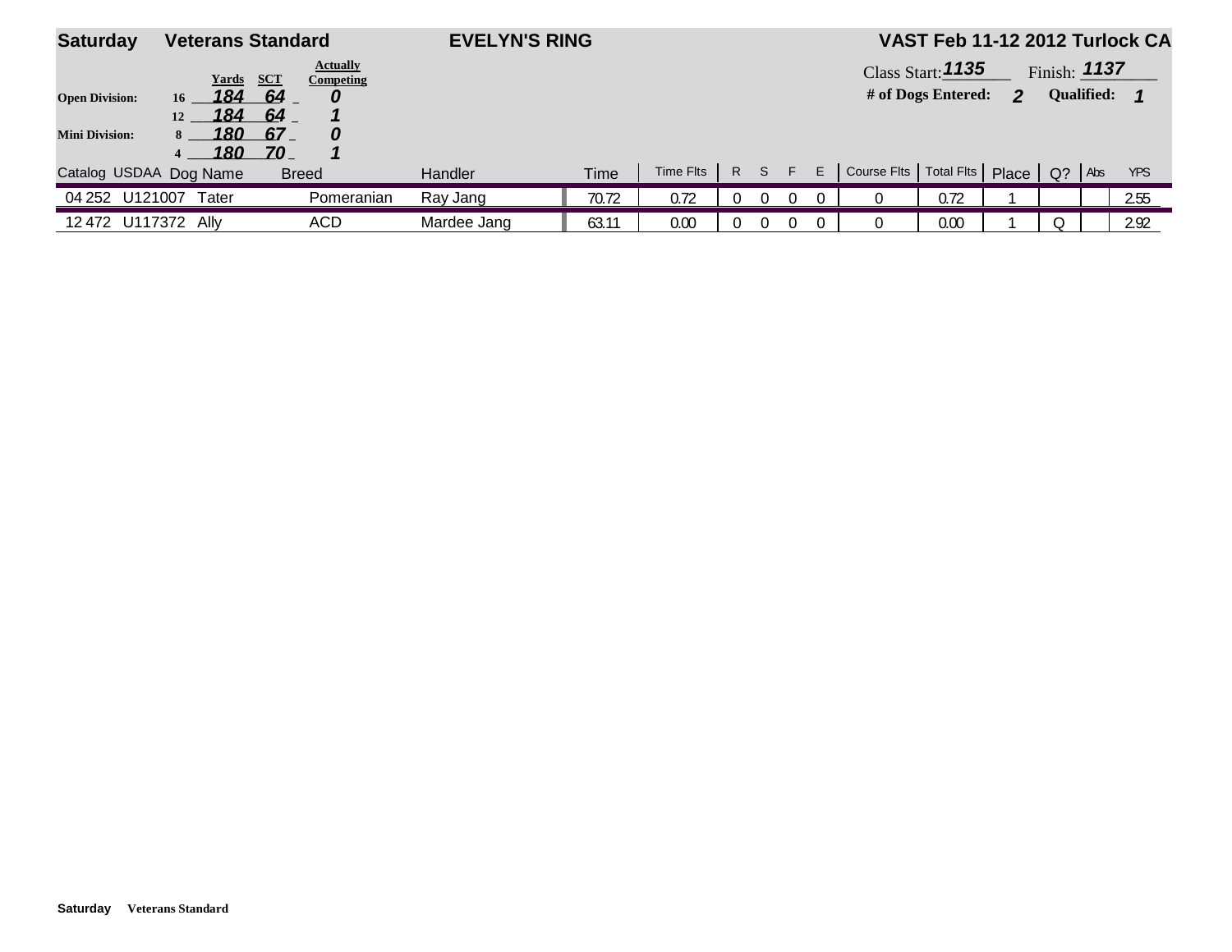**Saturday** **Veterans Standard** **EVELYN'S RING** **VAST Feb 11-12 2012 Turlock CA**

| Division | Height | Yards | SCT | Actually Competing |
|---|---|---|---|---|
| **Open Division:** | 16 | *184* | *64* | *0* |
| | 12 | *184* | *64* | *1* |
| **Mini Division:** | 8 | *180* | *67* | *0* |
| | 4 | *180* | *70* | *1* |

Class Start: ***1135*** Finish: ***1137***

**# of Dogs Entered:** ***2*** **Qualified:** ***1***

| Catalog | USDAA | Dog Name | Breed | Handler | Time | Time Flts | R | S | F | E | Course Flts | Total Flts | Place | Q? | Abs | YPS |
|---|---|---|---|---|---|---|---|---|---|---|---|---|---|---|---|---|
| 04 252 | U121007 | Tater | Pomeranian | Ray Jang | 70.72 | 0.72 | 0 | 0 | 0 | 0 | 0 | 0.72 | 1 | | | 2.55 |
| 12 472 | U117372 | Ally | ACD | Mardee Jang | 63.11 | 0.00 | 0 | 0 | 0 | 0 | 0 | 0.00 | 1 | Q | | 2.92 |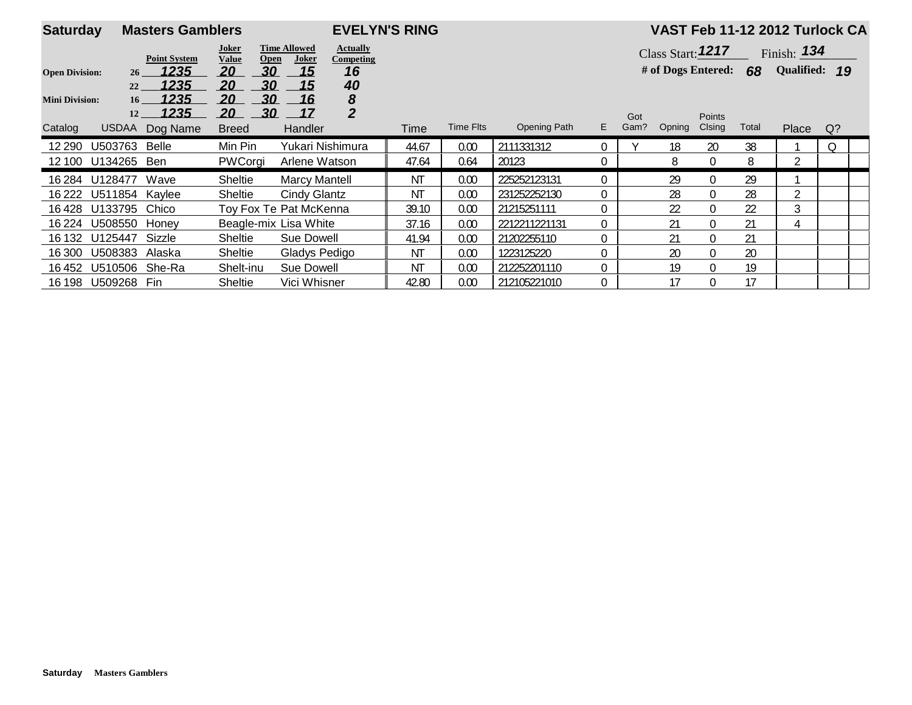**Saturday** **Masters Gamblers** **EVELYN'S RING** **VAST Feb 11-12 2012 Turlock CA**

| | | Point System | Joker Value | Time Allowed Open | Time Allowed Joker | Actually Competing |
|---|---|---|---|---|---|---|
| Open Division: | 26 | 1235 | 20 | 30 | 15 | 16 |
| | 22 | 1235 | 20 | 30 | 15 | 40 |
| Mini Division: | 16 | 1235 | 20 | 30 | 16 | 8 |
| | 12 | 1235 | 20 | 30 | 17 | 2 |

Class Start: 1217 Finish: 134

# of Dogs Entered: 68 Qualified: 19

| Catalog | USDAA | Dog Name | Breed | Handler | Time | Time Flts | Opening Path | E | Got Gam? | Opning | Points Clsing | Total | Place | Q? | |
|---|---|---|---|---|---|---|---|---|---|---|---|---|---|---|---|
| 12 290 | U503763 | Belle | Min Pin | Yukari Nishimura | 44.67 | 0.00 | 2111331312 | 0 | Y | 18 | 20 | 38 | 1 | Q | |
| 12 100 | U134265 | Ben | PWCorgi | Arlene Watson | 47.64 | 0.64 | 20123 | 0 | | 8 | 0 | 8 | 2 | | |
| 16 284 | U128477 | Wave | Sheltie | Marcy Mantell | NT | 0.00 | 225252123131 | 0 | | 29 | 0 | 29 | 1 | | |
| 16 222 | U511854 | Kaylee | Sheltie | Cindy Glantz | NT | 0.00 | 231252252130 | 0 | | 28 | 0 | 28 | 2 | | |
| 16 428 | U133795 | Chico | Toy Fox Te | Pat McKenna | 39.10 | 0.00 | 21215251111 | 0 | | 22 | 0 | 22 | 3 | | |
| 16 224 | U508550 | Honey | Beagle-mix | Lisa White | 37.16 | 0.00 | 2212211221131 | 0 | | 21 | 0 | 21 | 4 | | |
| 16 132 | U125447 | Sizzle | Sheltie | Sue Dowell | 41.94 | 0.00 | 21202255110 | 0 | | 21 | 0 | 21 | | | |
| 16 300 | U508383 | Alaska | Sheltie | Gladys Pedigo | NT | 0.00 | 1223125220 | 0 | | 20 | 0 | 20 | | | |
| 16 452 | U510506 | She-Ra | Shelt-inu | Sue Dowell | NT | 0.00 | 212252201110 | 0 | | 19 | 0 | 19 | | | |
| 16 198 | U509268 | Fin | Sheltie | Vici Whisner | 42.80 | 0.00 | 212105221010 | 0 | | 17 | 0 | 17 | | | |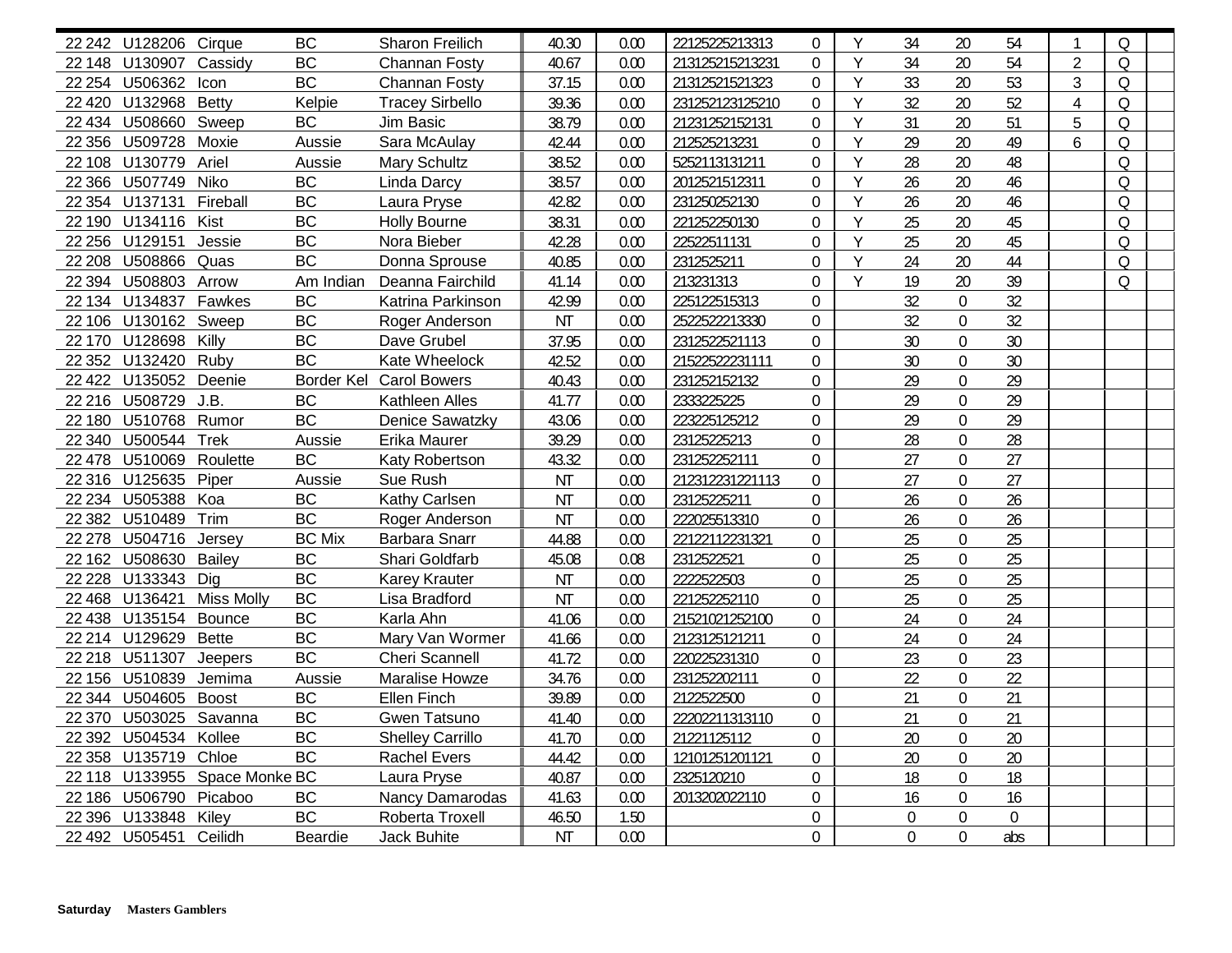| | | | | | | | | | | | | | | | |
|---|---|---|---|---|---|---|---|---|---|---|---|---|---|---|---|
| 22 242 | U128206 | Cirque | BC | Sharon Freilich | 40.30 | 0.00 | 22125225213313 | 0 | Y | 34 | 20 | 54 | 1 | Q | |
| 22 148 | U130907 | Cassidy | BC | Channan Fosty | 40.67 | 0.00 | 213125215213231 | 0 | Y | 34 | 20 | 54 | 2 | Q | |
| 22 254 | U506362 | Icon | BC | Channan Fosty | 37.15 | 0.00 | 21312521521323 | 0 | Y | 33 | 20 | 53 | 3 | Q | |
| 22 420 | U132968 | Betty | Kelpie | Tracey Sirbello | 39.36 | 0.00 | 231252123125210 | 0 | Y | 32 | 20 | 52 | 4 | Q | |
| 22 434 | U508660 | Sweep | BC | Jim Basic | 38.79 | 0.00 | 21231252152131 | 0 | Y | 31 | 20 | 51 | 5 | Q | |
| 22 356 | U509728 | Moxie | Aussie | Sara McAulay | 42.44 | 0.00 | 212525213231 | 0 | Y | 29 | 20 | 49 | 6 | Q | |
| 22 108 | U130779 | Ariel | Aussie | Mary Schultz | 38.52 | 0.00 | 5252113131211 | 0 | Y | 28 | 20 | 48 | | Q | |
| 22 366 | U507749 | Niko | BC | Linda Darcy | 38.57 | 0.00 | 2012521512311 | 0 | Y | 26 | 20 | 46 | | Q | |
| 22 354 | U137131 | Fireball | BC | Laura Pryse | 42.82 | 0.00 | 231250252130 | 0 | Y | 26 | 20 | 46 | | Q | |
| 22 190 | U134116 | Kist | BC | Holly Bourne | 38.31 | 0.00 | 221252250130 | 0 | Y | 25 | 20 | 45 | | Q | |
| 22 256 | U129151 | Jessie | BC | Nora Bieber | 42.28 | 0.00 | 22522511131 | 0 | Y | 25 | 20 | 45 | | Q | |
| 22 208 | U508866 | Quas | BC | Donna Sprouse | 40.85 | 0.00 | 2312525211 | 0 | Y | 24 | 20 | 44 | | Q | |
| 22 394 | U508803 | Arrow | Am Indian | Deanna Fairchild | 41.14 | 0.00 | 213231313 | 0 | Y | 19 | 20 | 39 | | Q | |
| 22 134 | U134837 | Fawkes | BC | Katrina Parkinson | 42.99 | 0.00 | 225122515313 | 0 | | 32 | 0 | 32 | | | |
| 22 106 | U130162 | Sweep | BC | Roger Anderson | NT | 0.00 | 2522522213330 | 0 | | 32 | 0 | 32 | | | |
| 22 170 | U128698 | Killy | BC | Dave Grubel | 37.95 | 0.00 | 2312522521113 | 0 | | 30 | 0 | 30 | | | |
| 22 352 | U132420 | Ruby | BC | Kate Wheelock | 42.52 | 0.00 | 21522522231111 | 0 | | 30 | 0 | 30 | | | |
| 22 422 | U135052 | Deenie | Border Kel | Carol Bowers | 40.43 | 0.00 | 231252152132 | 0 | | 29 | 0 | 29 | | | |
| 22 216 | U508729 | J.B. | BC | Kathleen Alles | 41.77 | 0.00 | 2333225225 | 0 | | 29 | 0 | 29 | | | |
| 22 180 | U510768 | Rumor | BC | Denice Sawatzky | 43.06 | 0.00 | 223225125212 | 0 | | 29 | 0 | 29 | | | |
| 22 340 | U500544 | Trek | Aussie | Erika Maurer | 39.29 | 0.00 | 23125225213 | 0 | | 28 | 0 | 28 | | | |
| 22 478 | U510069 | Roulette | BC | Katy Robertson | 43.32 | 0.00 | 231252252111 | 0 | | 27 | 0 | 27 | | | |
| 22 316 | U125635 | Piper | Aussie | Sue Rush | NT | 0.00 | 212312231221113 | 0 | | 27 | 0 | 27 | | | |
| 22 234 | U505388 | Koa | BC | Kathy Carlsen | NT | 0.00 | 23125225211 | 0 | | 26 | 0 | 26 | | | |
| 22 382 | U510489 | Trim | BC | Roger Anderson | NT | 0.00 | 222025513310 | 0 | | 26 | 0 | 26 | | | |
| 22 278 | U504716 | Jersey | BC Mix | Barbara Snarr | 44.88 | 0.00 | 22122112231321 | 0 | | 25 | 0 | 25 | | | |
| 22 162 | U508630 | Bailey | BC | Shari Goldfarb | 45.08 | 0.08 | 2312522521 | 0 | | 25 | 0 | 25 | | | |
| 22 228 | U133343 | Dig | BC | Karey Krauter | NT | 0.00 | 2222522503 | 0 | | 25 | 0 | 25 | | | |
| 22 468 | U136421 | Miss Molly | BC | Lisa Bradford | NT | 0.00 | 221252252110 | 0 | | 25 | 0 | 25 | | | |
| 22 438 | U135154 | Bounce | BC | Karla Ahn | 41.06 | 0.00 | 21521021252100 | 0 | | 24 | 0 | 24 | | | |
| 22 214 | U129629 | Bette | BC | Mary Van Wormer | 41.66 | 0.00 | 2123125121211 | 0 | | 24 | 0 | 24 | | | |
| 22 218 | U511307 | Jeepers | BC | Cheri Scannell | 41.72 | 0.00 | 220225231310 | 0 | | 23 | 0 | 23 | | | |
| 22 156 | U510839 | Jemima | Aussie | Maralise Howze | 34.76 | 0.00 | 231252202111 | 0 | | 22 | 0 | 22 | | | |
| 22 344 | U504605 | Boost | BC | Ellen Finch | 39.89 | 0.00 | 2122522500 | 0 | | 21 | 0 | 21 | | | |
| 22 370 | U503025 | Savanna | BC | Gwen Tatsuno | 41.40 | 0.00 | 22202211313110 | 0 | | 21 | 0 | 21 | | | |
| 22 392 | U504534 | Kollee | BC | Shelley Carrillo | 41.70 | 0.00 | 21221125112 | 0 | | 20 | 0 | 20 | | | |
| 22 358 | U135719 | Chloe | BC | Rachel Evers | 44.42 | 0.00 | 12101251201121 | 0 | | 20 | 0 | 20 | | | |
| 22 118 | U133955 | Space Monke | BC | Laura Pryse | 40.87 | 0.00 | 2325120210 | 0 | | 18 | 0 | 18 | | | |
| 22 186 | U506790 | Picaboo | BC | Nancy Damarodas | 41.63 | 0.00 | 2013202022110 | 0 | | 16 | 0 | 16 | | | |
| 22 396 | U133848 | Kiley | BC | Roberta Troxell | 46.50 | 1.50 | | 0 | | 0 | 0 | 0 | | | |
| 22 492 | U505451 | Ceilidh | Beardie | Jack Buhite | NT | 0.00 | | 0 | | 0 | 0 | abs | | | |

**Saturday** **Masters Gamblers**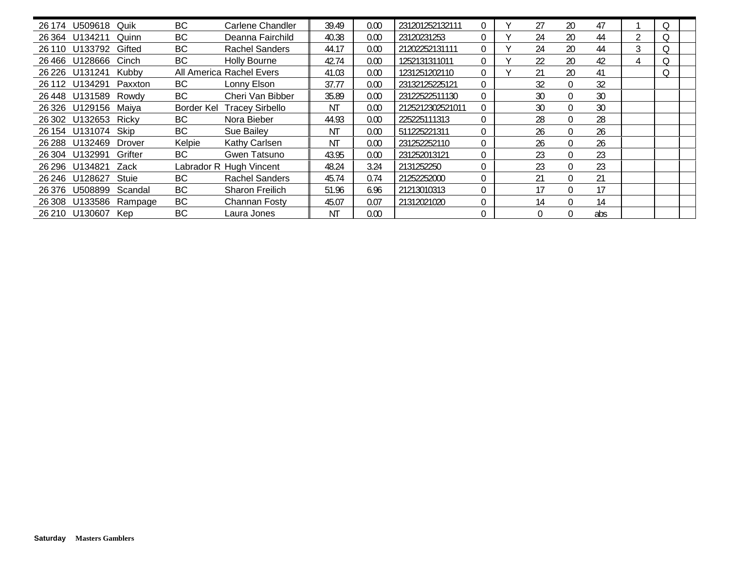| | | | | | | | | | | | | | | | |
|---|---|---|---|---|---|---|---|---|---|---|---|---|---|---|---|
| 26 174 | U509618 | Quik | BC | Carlene Chandler | 39.49 | 0.00 | 231201252132111 | 0 | Y | 27 | 20 | 47 | 1 | Q | |
| 26 364 | U134211 | Quinn | BC | Deanna Fairchild | 40.38 | 0.00 | 23120231253 | 0 | Y | 24 | 20 | 44 | 2 | Q | |
| 26 110 | U133792 | Gifted | BC | Rachel Sanders | 44.17 | 0.00 | 21202252131111 | 0 | Y | 24 | 20 | 44 | 3 | Q | |
| 26 466 | U128666 | Cinch | BC | Holly Bourne | 42.74 | 0.00 | 1252131311011 | 0 | Y | 22 | 20 | 42 | 4 | Q | |
| 26 226 | U131241 | Kubby | All America | Rachel Evers | 41.03 | 0.00 | 1231251202110 | 0 | Y | 21 | 20 | 41 | | Q | |
| 26 112 | U134291 | Paxxton | BC | Lonny Elson | 37.77 | 0.00 | 23132125225121 | 0 | | 32 | 0 | 32 | | | |
| 26 448 | U131589 | Rowdy | BC | Cheri Van Bibber | 35.89 | 0.00 | 23122522511130 | 0 | | 30 | 0 | 30 | | | |
| 26 326 | U129156 | Maiya | Border Kel | Tracey Sirbello | NT | 0.00 | 2125212302521011 | 0 | | 30 | 0 | 30 | | | |
| 26 302 | U132653 | Ricky | BC | Nora Bieber | 44.93 | 0.00 | 225225111313 | 0 | | 28 | 0 | 28 | | | |
| 26 154 | U131074 | Skip | BC | Sue Bailey | NT | 0.00 | 511225221311 | 0 | | 26 | 0 | 26 | | | |
| 26 288 | U132469 | Drover | Kelpie | Kathy Carlsen | NT | 0.00 | 231252252110 | 0 | | 26 | 0 | 26 | | | |
| 26 304 | U132991 | Grifter | BC | Gwen Tatsuno | 43.95 | 0.00 | 231252013121 | 0 | | 23 | 0 | 23 | | | |
| 26 296 | U134821 | Zack | Labrador R | Hugh Vincent | 48.24 | 3.24 | 2131252250 | 0 | | 23 | 0 | 23 | | | |
| 26 246 | U128627 | Stuie | BC | Rachel Sanders | 45.74 | 0.74 | 21252252000 | 0 | | 21 | 0 | 21 | | | |
| 26 376 | U508899 | Scandal | BC | Sharon Freilich | 51.96 | 6.96 | 21213010313 | 0 | | 17 | 0 | 17 | | | |
| 26 308 | U133586 | Rampage | BC | Channan Fosty | 45.07 | 0.07 | 21312021020 | 0 | | 14 | 0 | 14 | | | |
| 26 210 | U130607 | Kep | BC | Laura Jones | NT | 0.00 | | 0 | | 0 | 0 | abs | | | |

**Saturday** **Masters Gamblers**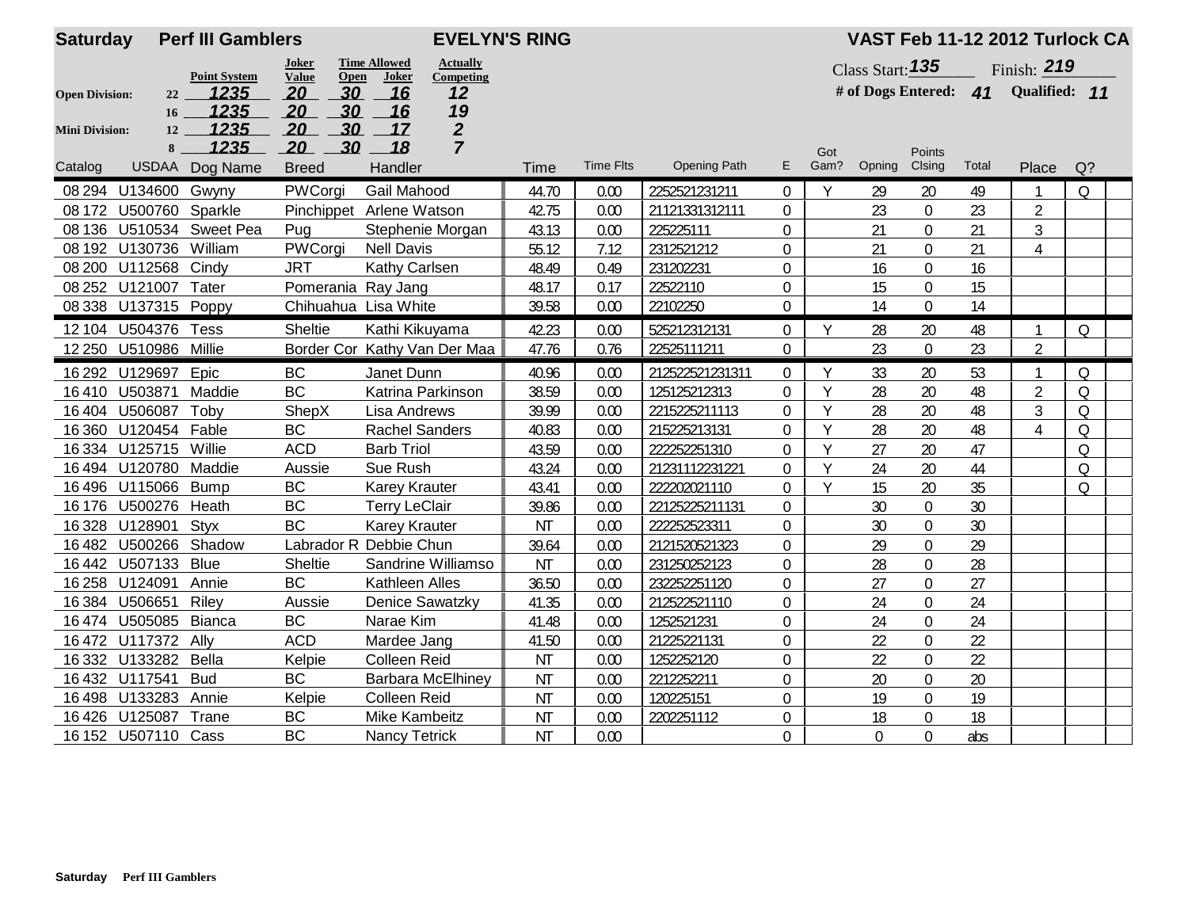**Saturday** **Perf III Gamblers** **EVELYN'S RING** **VAST Feb 11-12 2012 Turlock CA**

| | Height | Point System | Joker Value | Time Allowed Open | Time Allowed Joker | Actually Competing |
|---|---|---|---|---|---|---|
| Open Division: | 22 | 1235 | 20 | 30 | 16 | 12 |
| | 16 | 1235 | 20 | 30 | 16 | 19 |
| Mini Division: | 12 | 1235 | 20 | 30 | 17 | 2 |
| | 8 | 1235 | 20 | 30 | 18 | 7 |

Class Start: 135 Finish: 219

\# of Dogs Entered: 41 Qualified: 11

| Catalog | USDAA | Dog Name | Breed | Handler | Time | Time Flts | Opening Path | E | Got Gam? | Opning | Points Clsing | Total | Place | Q? |
|---|---|---|---|---|---|---|---|---|---|---|---|---|---|---|
| 08 294 | U134600 | Gwyny | PWCorgi | Gail Mahood | 44.70 | 0.00 | 2252521231211 | 0 | Y | 29 | 20 | 49 | 1 | Q |
| 08 172 | U500760 | Sparkle | Pinchippet | Arlene Watson | 42.75 | 0.00 | 21121331312111 | 0 | | 23 | 0 | 23 | 2 | |
| 08 136 | U510534 | Sweet Pea | Pug | Stephenie Morgan | 43.13 | 0.00 | 225225111 | 0 | | 21 | 0 | 21 | 3 | |
| 08 192 | U130736 | William | PWCorgi | Nell Davis | 55.12 | 7.12 | 2312521212 | 0 | | 21 | 0 | 21 | 4 | |
| 08 200 | U112568 | Cindy | JRT | Kathy Carlsen | 48.49 | 0.49 | 231202231 | 0 | | 16 | 0 | 16 | | |
| 08 252 | U121007 | Tater | Pomerania | Ray Jang | 48.17 | 0.17 | 22522110 | 0 | | 15 | 0 | 15 | | |
| 08 338 | U137315 | Poppy | Chihuahua | Lisa White | 39.58 | 0.00 | 22102250 | 0 | | 14 | 0 | 14 | | |
| 12 104 | U504376 | Tess | Sheltie | Kathi Kikuyama | 42.23 | 0.00 | 525212312131 | 0 | Y | 28 | 20 | 48 | 1 | Q |
| 12 250 | U510986 | Millie | Border Cor | Kathy Van Der Maa | 47.76 | 0.76 | 22525111211 | 0 | | 23 | 0 | 23 | 2 | |
| 16 292 | U129697 | Epic | BC | Janet Dunn | 40.96 | 0.00 | 212522521231311 | 0 | Y | 33 | 20 | 53 | 1 | Q |
| 16 410 | U503871 | Maddie | BC | Katrina Parkinson | 38.59 | 0.00 | 125125212313 | 0 | Y | 28 | 20 | 48 | 2 | Q |
| 16 404 | U506087 | Toby | ShepX | Lisa Andrews | 39.99 | 0.00 | 2215225211113 | 0 | Y | 28 | 20 | 48 | 3 | Q |
| 16 360 | U120454 | Fable | BC | Rachel Sanders | 40.83 | 0.00 | 215225213131 | 0 | Y | 28 | 20 | 48 | 4 | Q |
| 16 334 | U125715 | Willie | ACD | Barb Triol | 43.59 | 0.00 | 222252251310 | 0 | Y | 27 | 20 | 47 | | Q |
| 16 494 | U120780 | Maddie | Aussie | Sue Rush | 43.24 | 0.00 | 21231112231221 | 0 | Y | 24 | 20 | 44 | | Q |
| 16 496 | U115066 | Bump | BC | Karey Krauter | 43.41 | 0.00 | 222202021110 | 0 | Y | 15 | 20 | 35 | | Q |
| 16 176 | U500276 | Heath | BC | Terry LeClair | 39.86 | 0.00 | 22125225211131 | 0 | | 30 | 0 | 30 | | |
| 16 328 | U128901 | Styx | BC | Karey Krauter | NT | 0.00 | 222252523311 | 0 | | 30 | 0 | 30 | | |
| 16 482 | U500266 | Shadow | Labrador R | Debbie Chun | 39.64 | 0.00 | 2121520521323 | 0 | | 29 | 0 | 29 | | |
| 16 442 | U507133 | Blue | Sheltie | Sandrine Williamso | NT | 0.00 | 231250252123 | 0 | | 28 | 0 | 28 | | |
| 16 258 | U124091 | Annie | BC | Kathleen Alles | 36.50 | 0.00 | 232252251120 | 0 | | 27 | 0 | 27 | | |
| 16 384 | U506651 | Riley | Aussie | Denice Sawatzky | 41.35 | 0.00 | 212522521110 | 0 | | 24 | 0 | 24 | | |
| 16 474 | U505085 | Bianca | BC | Narae Kim | 41.48 | 0.00 | 1252521231 | 0 | | 24 | 0 | 24 | | |
| 16 472 | U117372 | Ally | ACD | Mardee Jang | 41.50 | 0.00 | 21225221131 | 0 | | 22 | 0 | 22 | | |
| 16 332 | U133282 | Bella | Kelpie | Colleen Reid | NT | 0.00 | 1252252120 | 0 | | 22 | 0 | 22 | | |
| 16 432 | U117541 | Bud | BC | Barbara McElhiney | NT | 0.00 | 2212252211 | 0 | | 20 | 0 | 20 | | |
| 16 498 | U133283 | Annie | Kelpie | Colleen Reid | NT | 0.00 | 120225151 | 0 | | 19 | 0 | 19 | | |
| 16 426 | U125087 | Trane | BC | Mike Kambeitz | NT | 0.00 | 2202251112 | 0 | | 18 | 0 | 18 | | |
| 16 152 | U507110 | Cass | BC | Nancy Tetrick | NT | 0.00 | | 0 | | 0 | 0 | abs | | |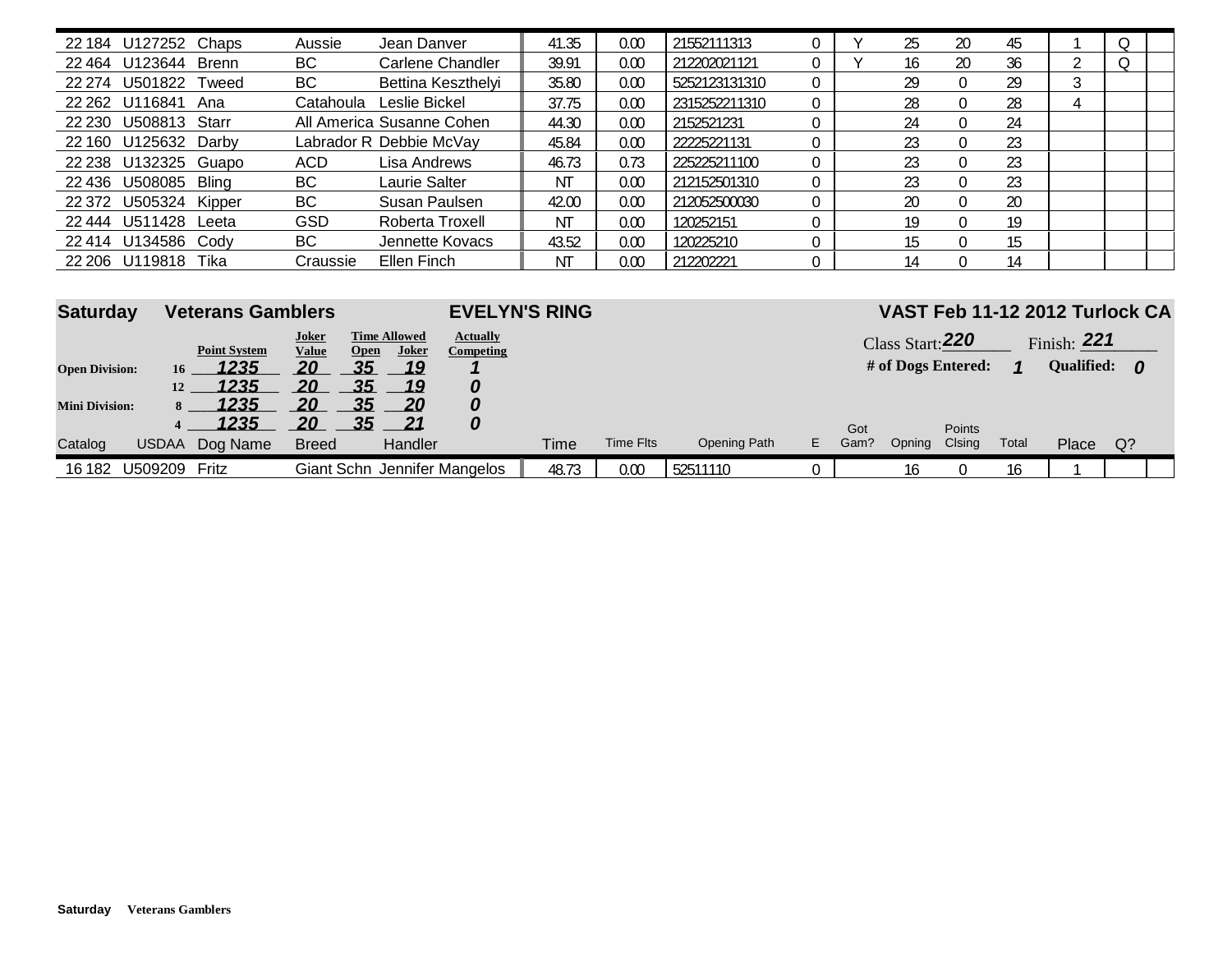| Catalog | USDAA | Dog Name | Breed | Handler | Time | Time Flts | Opening Path | E | Got Gam? | Opning | Points Clsing | Total | Place | Q? | |
|---|---|---|---|---|---|---|---|---|---|---|---|---|---|---|---|
| 22 184 | U127252 | Chaps | Aussie | Jean Danver | 41.35 | 0.00 | 21552111313 | 0 | Y | 25 | 20 | 45 | 1 | Q | |
| 22 464 | U123644 | Brenn | BC | Carlene Chandler | 39.91 | 0.00 | 212202021121 | 0 | Y | 16 | 20 | 36 | 2 | Q | |
| 22 274 | U501822 | Tweed | BC | Bettina Keszthelyi | 35.80 | 0.00 | 5252123131310 | 0 | | 29 | 0 | 29 | 3 | | |
| 22 262 | U116841 | Ana | Catahoula | Leslie Bickel | 37.75 | 0.00 | 2315252211310 | 0 | | 28 | 0 | 28 | 4 | | |
| 22 230 | U508813 | Starr | All America | Susanne Cohen | 44.30 | 0.00 | 2152521231 | 0 | | 24 | 0 | 24 | | | |
| 22 160 | U125632 | Darby | Labrador R | Debbie McVay | 45.84 | 0.00 | 22225221131 | 0 | | 23 | 0 | 23 | | | |
| 22 238 | U132325 | Guapo | ACD | Lisa Andrews | 46.73 | 0.73 | 225225211100 | 0 | | 23 | 0 | 23 | | | |
| 22 436 | U508085 | Bling | BC | Laurie Salter | NT | 0.00 | 212152501310 | 0 | | 23 | 0 | 23 | | | |
| 22 372 | U505324 | Kipper | BC | Susan Paulsen | 42.00 | 0.00 | 212052500030 | 0 | | 20 | 0 | 20 | | | |
| 22 444 | U511428 | Leeta | GSD | Roberta Troxell | NT | 0.00 | 120252151 | 0 | | 19 | 0 | 19 | | | |
| 22 414 | U134586 | Cody | BC | Jennette Kovacs | 43.52 | 0.00 | 120225210 | 0 | | 15 | 0 | 15 | | | |
| 22 206 | U119818 | Tika | Craussie | Ellen Finch | NT | 0.00 | 212202221 | 0 | | 14 | 0 | 14 | | | |

## Saturday Veterans Gamblers — EVELYN'S RING — VAST Feb 11-12 2012 Turlock CA

Class Start: 220 Finish: 221

\# of Dogs Entered: 1 Qualified: 0

| Division | Height | Point System | Joker Value | Time Allowed Open | Time Allowed Joker | Actually Competing |
|---|---|---|---|---|---|---|
| Open Division: | 16 | 1235 | 20 | 35 | 19 | 1 |
| | 12 | 1235 | 20 | 35 | 19 | 0 |
| Mini Division: | 8 | 1235 | 20 | 35 | 20 | 0 |
| | 4 | 1235 | 20 | 35 | 21 | 0 |

| Catalog | USDAA | Dog Name | Breed | Handler | Time | Time Flts | Opening Path | E | Got Gam? | Opning | Points Clsing | Total | Place | Q? | |
|---|---|---|---|---|---|---|---|---|---|---|---|---|---|---|---|
| 16 182 | U509209 | Fritz | Giant Schn | Jennifer Mangelos | 48.73 | 0.00 | 52511110 | 0 | | 16 | 0 | 16 | 1 | | |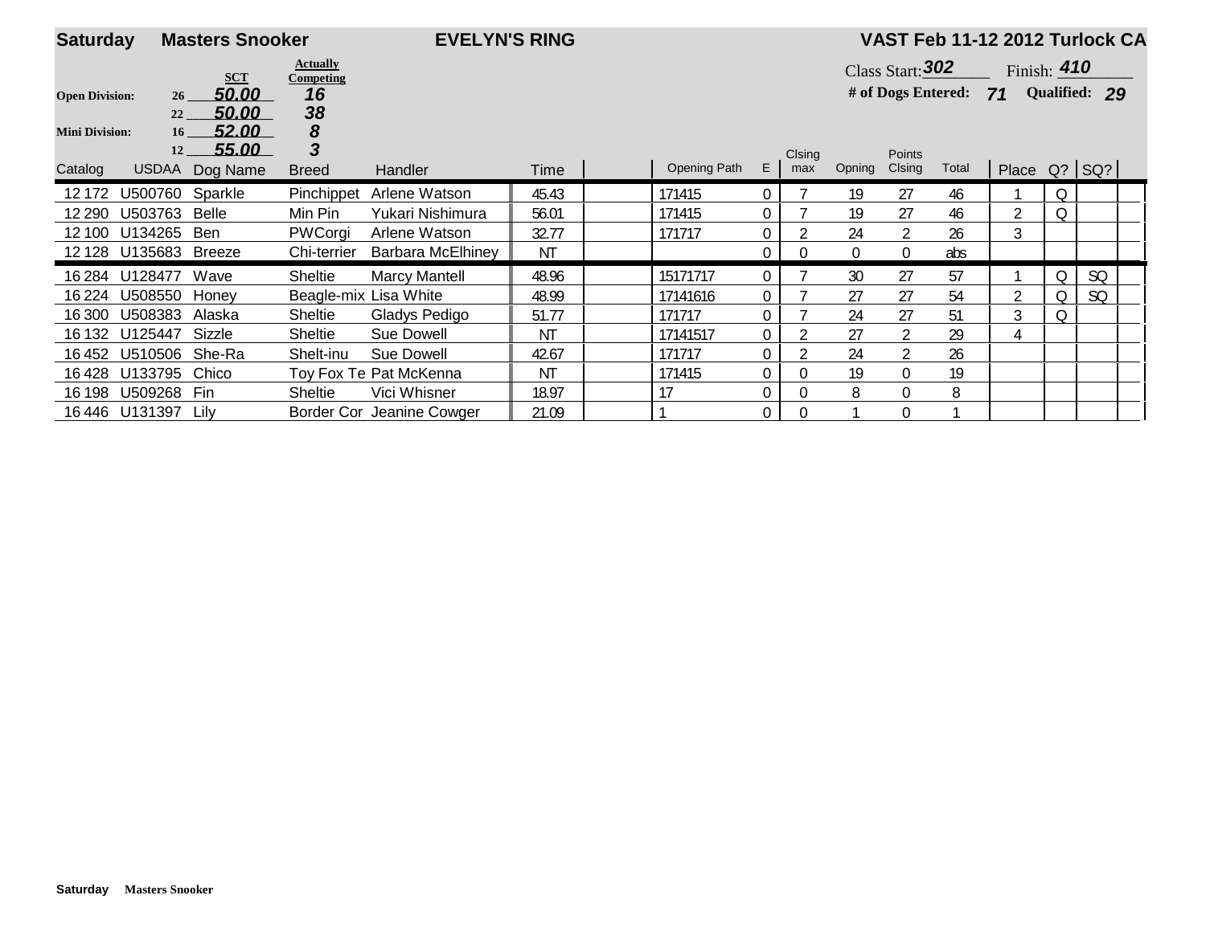**Saturday** **Masters Snooker** **EVELYN'S RING** **VAST Feb 11-12 2012 Turlock CA**

Class Start: **302** Finish: **410**

**# of Dogs Entered: 71** **Qualified: 29**

| | | SCT | Actually Competing |
|---|---|---|---|
| **Open Division:** | 26 | 50.00 | 16 |
| | 22 | 50.00 | 38 |
| **Mini Division:** | 16 | 52.00 | 8 |
| | 12 | 55.00 | 3 |

| Catalog | USDAA | Dog Name | Breed | Handler | Time | | Opening Path | E | Clsing max | Opning | Points Clsing | Total | Place | Q? | SQ? | |
|---|---|---|---|---|---|---|---|---|---|---|---|---|---|---|---|---|
| 12 172 | U500760 | Sparkle | Pinchippet | Arlene Watson | 45.43 | | 171415 | 0 | 7 | 19 | 27 | 46 | 1 | Q | | |
| 12 290 | U503763 | Belle | Min Pin | Yukari Nishimura | 56.01 | | 171415 | 0 | 7 | 19 | 27 | 46 | 2 | Q | | |
| 12 100 | U134265 | Ben | PWCorgi | Arlene Watson | 32.77 | | 171717 | 0 | 2 | 24 | 2 | 26 | 3 | | | |
| 12 128 | U135683 | Breeze | Chi-terrier | Barbara McElhiney | NT | | | 0 | 0 | 0 | 0 | abs | | | | |
| 16 284 | U128477 | Wave | Sheltie | Marcy Mantell | 48.96 | | 15171717 | 0 | 7 | 30 | 27 | 57 | 1 | Q | SQ | |
| 16 224 | U508550 | Honey | Beagle-mix | Lisa White | 48.99 | | 17141616 | 0 | 7 | 27 | 27 | 54 | 2 | Q | SQ | |
| 16 300 | U508383 | Alaska | Sheltie | Gladys Pedigo | 51.77 | | 171717 | 0 | 7 | 24 | 27 | 51 | 3 | Q | | |
| 16 132 | U125447 | Sizzle | Sheltie | Sue Dowell | NT | | 17141517 | 0 | 2 | 27 | 2 | 29 | 4 | | | |
| 16 452 | U510506 | She-Ra | Shelt-inu | Sue Dowell | 42.67 | | 171717 | 0 | 2 | 24 | 2 | 26 | | | | |
| 16 428 | U133795 | Chico | Toy Fox Te | Pat McKenna | NT | | 171415 | 0 | 0 | 19 | 0 | 19 | | | | |
| 16 198 | U509268 | Fin | Sheltie | Vici Whisner | 18.97 | | 17 | 0 | 0 | 8 | 0 | 8 | | | | |
| 16 446 | U131397 | Lily | Border Cor | Jeanine Cowger | 21.09 | | 1 | 0 | 0 | 1 | 0 | 1 | | | | |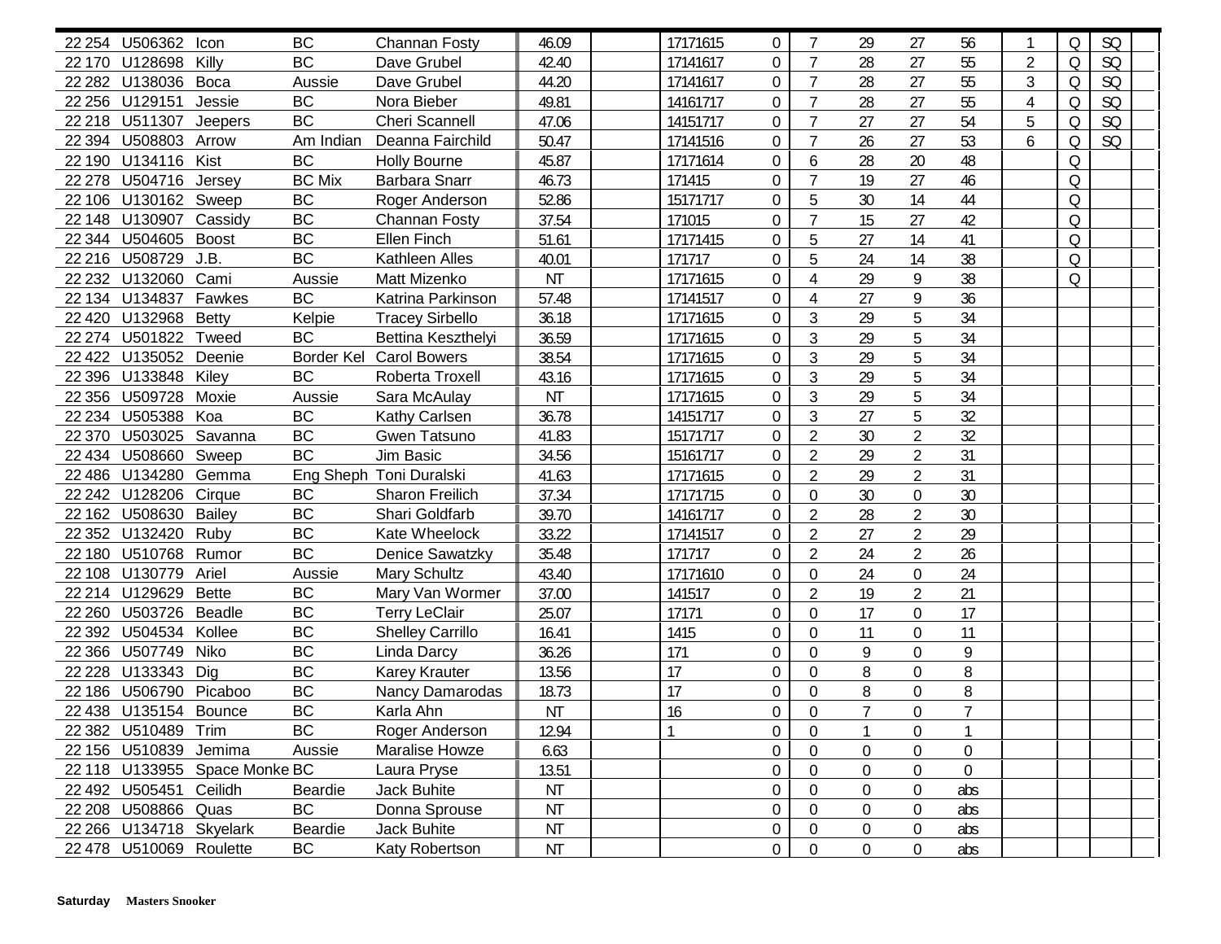| | | | | | | | | | | | | | | | | |
|---|---|---|---|---|---|---|---|---|---|---|---|---|---|---|---|---|
| 22 254 | U506362 | Icon | BC | Channan Fosty | 46.09 | | 17171615 | 0 | 7 | 29 | 27 | 56 | 1 | Q | SQ | |
| 22 170 | U128698 | Killy | BC | Dave Grubel | 42.40 | | 17141617 | 0 | 7 | 28 | 27 | 55 | 2 | Q | SQ | |
| 22 282 | U138036 | Boca | Aussie | Dave Grubel | 44.20 | | 17141617 | 0 | 7 | 28 | 27 | 55 | 3 | Q | SQ | |
| 22 256 | U129151 | Jessie | BC | Nora Bieber | 49.81 | | 14161717 | 0 | 7 | 28 | 27 | 55 | 4 | Q | SQ | |
| 22 218 | U511307 | Jeepers | BC | Cheri Scannell | 47.06 | | 14151717 | 0 | 7 | 27 | 27 | 54 | 5 | Q | SQ | |
| 22 394 | U508803 | Arrow | Am Indian | Deanna Fairchild | 50.47 | | 17141516 | 0 | 7 | 26 | 27 | 53 | 6 | Q | SQ | |
| 22 190 | U134116 | Kist | BC | Holly Bourne | 45.87 | | 17171614 | 0 | 6 | 28 | 20 | 48 | | Q | | |
| 22 278 | U504716 | Jersey | BC Mix | Barbara Snarr | 46.73 | | 171415 | 0 | 7 | 19 | 27 | 46 | | Q | | |
| 22 106 | U130162 | Sweep | BC | Roger Anderson | 52.86 | | 15171717 | 0 | 5 | 30 | 14 | 44 | | Q | | |
| 22 148 | U130907 | Cassidy | BC | Channan Fosty | 37.54 | | 171015 | 0 | 7 | 15 | 27 | 42 | | Q | | |
| 22 344 | U504605 | Boost | BC | Ellen Finch | 51.61 | | 17171415 | 0 | 5 | 27 | 14 | 41 | | Q | | |
| 22 216 | U508729 | J.B. | BC | Kathleen Alles | 40.01 | | 171717 | 0 | 5 | 24 | 14 | 38 | | Q | | |
| 22 232 | U132060 | Cami | Aussie | Matt Mizenko | NT | | 17171615 | 0 | 4 | 29 | 9 | 38 | | Q | | |
| 22 134 | U134837 | Fawkes | BC | Katrina Parkinson | 57.48 | | 17141517 | 0 | 4 | 27 | 9 | 36 | | | | |
| 22 420 | U132968 | Betty | Kelpie | Tracey Sirbello | 36.18 | | 17171615 | 0 | 3 | 29 | 5 | 34 | | | | |
| 22 274 | U501822 | Tweed | BC | Bettina Keszthelyi | 36.59 | | 17171615 | 0 | 3 | 29 | 5 | 34 | | | | |
| 22 422 | U135052 | Deenie | Border Kel | Carol Bowers | 38.54 | | 17171615 | 0 | 3 | 29 | 5 | 34 | | | | |
| 22 396 | U133848 | Kiley | BC | Roberta Troxell | 43.16 | | 17171615 | 0 | 3 | 29 | 5 | 34 | | | | |
| 22 356 | U509728 | Moxie | Aussie | Sara McAulay | NT | | 17171615 | 0 | 3 | 29 | 5 | 34 | | | | |
| 22 234 | U505388 | Koa | BC | Kathy Carlsen | 36.78 | | 14151717 | 0 | 3 | 27 | 5 | 32 | | | | |
| 22 370 | U503025 | Savanna | BC | Gwen Tatsuno | 41.83 | | 15171717 | 0 | 2 | 30 | 2 | 32 | | | | |
| 22 434 | U508660 | Sweep | BC | Jim Basic | 34.56 | | 15161717 | 0 | 2 | 29 | 2 | 31 | | | | |
| 22 486 | U134280 | Gemma | Eng Sheph | Toni Duralski | 41.63 | | 17171615 | 0 | 2 | 29 | 2 | 31 | | | | |
| 22 242 | U128206 | Cirque | BC | Sharon Freilich | 37.34 | | 17171715 | 0 | 0 | 30 | 0 | 30 | | | | |
| 22 162 | U508630 | Bailey | BC | Shari Goldfarb | 39.70 | | 14161717 | 0 | 2 | 28 | 2 | 30 | | | | |
| 22 352 | U132420 | Ruby | BC | Kate Wheelock | 33.22 | | 17141517 | 0 | 2 | 27 | 2 | 29 | | | | |
| 22 180 | U510768 | Rumor | BC | Denice Sawatzky | 35.48 | | 171717 | 0 | 2 | 24 | 2 | 26 | | | | |
| 22 108 | U130779 | Ariel | Aussie | Mary Schultz | 43.40 | | 17171610 | 0 | 0 | 24 | 0 | 24 | | | | |
| 22 214 | U129629 | Bette | BC | Mary Van Wormer | 37.00 | | 141517 | 0 | 2 | 19 | 2 | 21 | | | | |
| 22 260 | U503726 | Beadle | BC | Terry LeClair | 25.07 | | 17171 | 0 | 0 | 17 | 0 | 17 | | | | |
| 22 392 | U504534 | Kollee | BC | Shelley Carrillo | 16.41 | | 1415 | 0 | 0 | 11 | 0 | 11 | | | | |
| 22 366 | U507749 | Niko | BC | Linda Darcy | 36.26 | | 171 | 0 | 0 | 9 | 0 | 9 | | | | |
| 22 228 | U133343 | Dig | BC | Karey Krauter | 13.56 | | 17 | 0 | 0 | 8 | 0 | 8 | | | | |
| 22 186 | U506790 | Picaboo | BC | Nancy Damarodas | 18.73 | | 17 | 0 | 0 | 8 | 0 | 8 | | | | |
| 22 438 | U135154 | Bounce | BC | Karla Ahn | NT | | 16 | 0 | 0 | 7 | 0 | 7 | | | | |
| 22 382 | U510489 | Trim | BC | Roger Anderson | 12.94 | | 1 | 0 | 0 | 1 | 0 | 1 | | | | |
| 22 156 | U510839 | Jemima | Aussie | Maralise Howze | 6.63 | | | 0 | 0 | 0 | 0 | 0 | | | | |
| 22 118 | U133955 | Space Monke | BC | Laura Pryse | 13.51 | | | 0 | 0 | 0 | 0 | 0 | | | | |
| 22 492 | U505451 | Ceilidh | Beardie | Jack Buhite | NT | | | 0 | 0 | 0 | 0 | abs | | | | |
| 22 208 | U508866 | Quas | BC | Donna Sprouse | NT | | | 0 | 0 | 0 | 0 | abs | | | | |
| 22 266 | U134718 | Skyelark | Beardie | Jack Buhite | NT | | | 0 | 0 | 0 | 0 | abs | | | | |
| 22 478 | U510069 | Roulette | BC | Katy Robertson | NT | | | 0 | 0 | 0 | 0 | abs | | | | |

**Saturday** **Masters Snooker**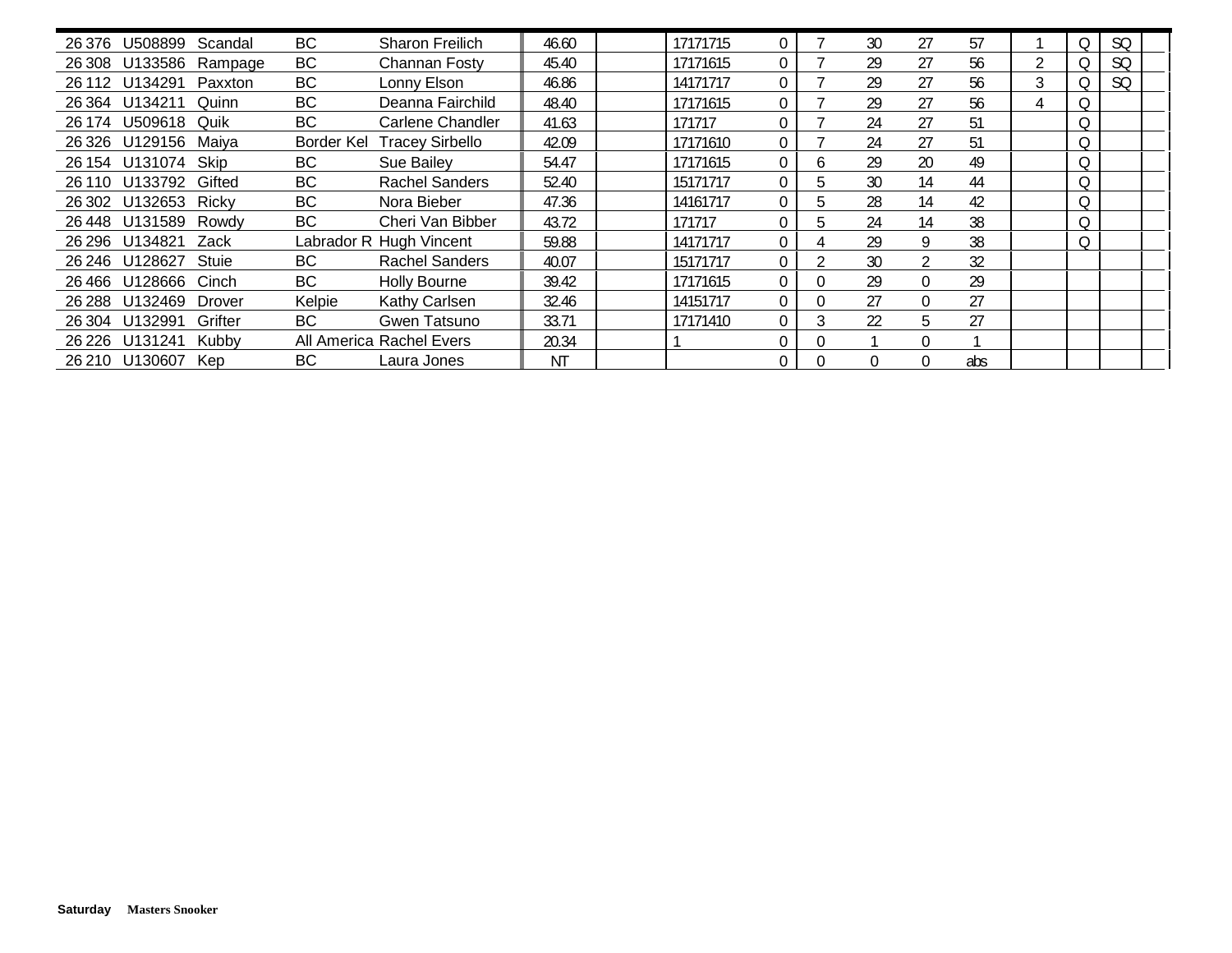| | | | | | | | | | | | | | | | | | |
|---|---|---|---|---|---|---|---|---|---|---|---|---|---|---|---|---|---|
| 26 376 | U508899 | Scandal | BC | Sharon Freilich | 46.60 | | 17171715 | 0 | 7 | 30 | 27 | 57 | 1 | Q | SQ | |
| 26 308 | U133586 | Rampage | BC | Channan Fosty | 45.40 | | 17171615 | 0 | 7 | 29 | 27 | 56 | 2 | Q | SQ | |
| 26 112 | U134291 | Paxxton | BC | Lonny Elson | 46.86 | | 14171717 | 0 | 7 | 29 | 27 | 56 | 3 | Q | SQ | |
| 26 364 | U134211 | Quinn | BC | Deanna Fairchild | 48.40 | | 17171615 | 0 | 7 | 29 | 27 | 56 | 4 | Q | | |
| 26 174 | U509618 | Quik | BC | Carlene Chandler | 41.63 | | 171717 | 0 | 7 | 24 | 27 | 51 | | Q | | |
| 26 326 | U129156 | Maiya | Border Kel | Tracey Sirbello | 42.09 | | 17171610 | 0 | 7 | 24 | 27 | 51 | | Q | | |
| 26 154 | U131074 | Skip | BC | Sue Bailey | 54.47 | | 17171615 | 0 | 6 | 29 | 20 | 49 | | Q | | |
| 26 110 | U133792 | Gifted | BC | Rachel Sanders | 52.40 | | 15171717 | 0 | 5 | 30 | 14 | 44 | | Q | | |
| 26 302 | U132653 | Ricky | BC | Nora Bieber | 47.36 | | 14161717 | 0 | 5 | 28 | 14 | 42 | | Q | | |
| 26 448 | U131589 | Rowdy | BC | Cheri Van Bibber | 43.72 | | 171717 | 0 | 5 | 24 | 14 | 38 | | Q | | |
| 26 296 | U134821 | Zack | Labrador R | Hugh Vincent | 59.88 | | 14171717 | 0 | 4 | 29 | 9 | 38 | | Q | | |
| 26 246 | U128627 | Stuie | BC | Rachel Sanders | 40.07 | | 15171717 | 0 | 2 | 30 | 2 | 32 | | | | |
| 26 466 | U128666 | Cinch | BC | Holly Bourne | 39.42 | | 17171615 | 0 | 0 | 29 | 0 | 29 | | | | |
| 26 288 | U132469 | Drover | Kelpie | Kathy Carlsen | 32.46 | | 14151717 | 0 | 0 | 27 | 0 | 27 | | | | |
| 26 304 | U132991 | Grifter | BC | Gwen Tatsuno | 33.71 | | 17171410 | 0 | 3 | 22 | 5 | 27 | | | | |
| 26 226 | U131241 | Kubby | All America | Rachel Evers | 20.34 | | 1 | 0 | 0 | 1 | 0 | 1 | | | | |
| 26 210 | U130607 | Kep | BC | Laura Jones | NT | | | 0 | 0 | 0 | 0 | abs | | | | |

**Saturday** **Masters Snooker**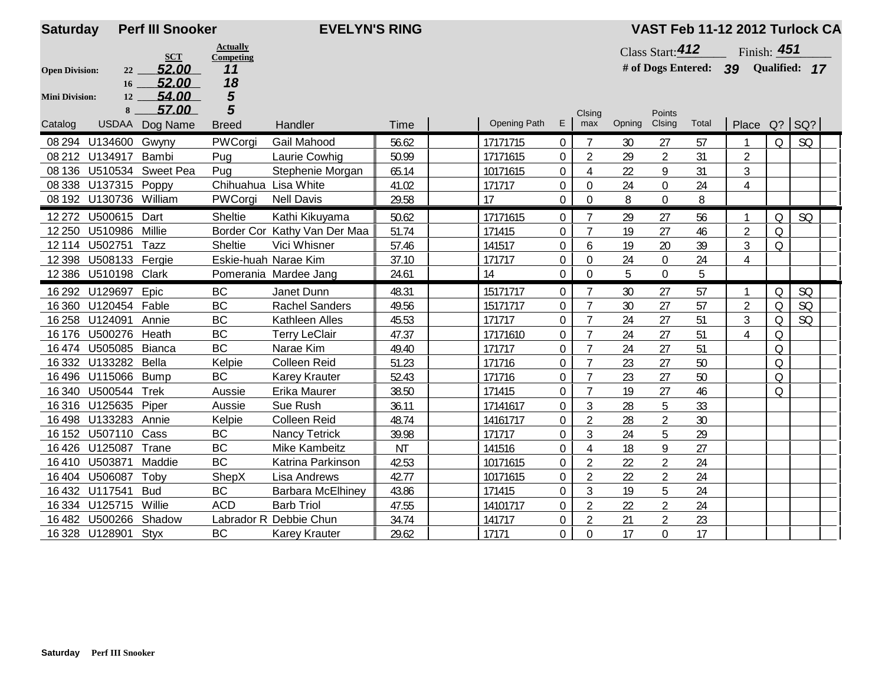**Saturday** **Perf III Snooker** **EVELYN'S RING** **VAST Feb 11-12 2012 Turlock CA**

| | | SCT | Actually Competing |
|---|---|---|---|
| **Open Division:** | 22 | 52.00 | 11 |
| | 16 | 52.00 | 18 |
| **Mini Division:** | 12 | 54.00 | 5 |
| | 8 | 57.00 | 5 |

Class Start: 412 Finish: 451

\# of Dogs Entered: 39 Qualified: 17

| Catalog | USDAA | Dog Name | Breed | Handler | Time | | Opening Path | E | Clsing max | Opning | Points Clsing | Total | Place | Q? | SQ? |
|---|---|---|---|---|---|---|---|---|---|---|---|---|---|---|---|
| 08 294 | U134600 | Gwyny | PWCorgi | Gail Mahood | 56.62 | | 17171715 | 0 | 7 | 30 | 27 | 57 | 1 | Q | SQ |
| 08 212 | U134917 | Bambi | Pug | Laurie Cowhig | 50.99 | | 17171615 | 0 | 2 | 29 | 2 | 31 | 2 | | |
| 08 136 | U510534 | Sweet Pea | Pug | Stephenie Morgan | 65.14 | | 10171615 | 0 | 4 | 22 | 9 | 31 | 3 | | |
| 08 338 | U137315 | Poppy | Chihuahua | Lisa White | 41.02 | | 171717 | 0 | 0 | 24 | 0 | 24 | 4 | | |
| 08 192 | U130736 | William | PWCorgi | Nell Davis | 29.58 | | 17 | 0 | 0 | 8 | 0 | 8 | | | |
| 12 272 | U500615 | Dart | Sheltie | Kathi Kikuyama | 50.62 | | 17171615 | 0 | 7 | 29 | 27 | 56 | 1 | Q | SQ |
| 12 250 | U510986 | Millie | Border Cor | Kathy Van Der Maa | 51.74 | | 171415 | 0 | 7 | 19 | 27 | 46 | 2 | Q | |
| 12 114 | U502751 | Tazz | Sheltie | Vici Whisner | 57.46 | | 141517 | 0 | 6 | 19 | 20 | 39 | 3 | Q | |
| 12 398 | U508133 | Fergie | Eskie-huah | Narae Kim | 37.10 | | 171717 | 0 | 0 | 24 | 0 | 24 | 4 | | |
| 12 386 | U510198 | Clark | Pomerania | Mardee Jang | 24.61 | | 14 | 0 | 0 | 5 | 0 | 5 | | | |
| 16 292 | U129697 | Epic | BC | Janet Dunn | 48.31 | | 15171717 | 0 | 7 | 30 | 27 | 57 | 1 | Q | SQ |
| 16 360 | U120454 | Fable | BC | Rachel Sanders | 49.56 | | 15171717 | 0 | 7 | 30 | 27 | 57 | 2 | Q | SQ |
| 16 258 | U124091 | Annie | BC | Kathleen Alles | 45.53 | | 171717 | 0 | 7 | 24 | 27 | 51 | 3 | Q | SQ |
| 16 176 | U500276 | Heath | BC | Terry LeClair | 47.37 | | 17171610 | 0 | 7 | 24 | 27 | 51 | 4 | Q | |
| 16 474 | U505085 | Bianca | BC | Narae Kim | 49.40 | | 171717 | 0 | 7 | 24 | 27 | 51 | | Q | |
| 16 332 | U133282 | Bella | Kelpie | Colleen Reid | 51.23 | | 171716 | 0 | 7 | 23 | 27 | 50 | | Q | |
| 16 496 | U115066 | Bump | BC | Karey Krauter | 52.43 | | 171716 | 0 | 7 | 23 | 27 | 50 | | Q | |
| 16 340 | U500544 | Trek | Aussie | Erika Maurer | 38.50 | | 171415 | 0 | 7 | 19 | 27 | 46 | | Q | |
| 16 316 | U125635 | Piper | Aussie | Sue Rush | 36.11 | | 17141617 | 0 | 3 | 28 | 5 | 33 | | | |
| 16 498 | U133283 | Annie | Kelpie | Colleen Reid | 48.74 | | 14161717 | 0 | 2 | 28 | 2 | 30 | | | |
| 16 152 | U507110 | Cass | BC | Nancy Tetrick | 39.98 | | 171717 | 0 | 3 | 24 | 5 | 29 | | | |
| 16 426 | U125087 | Trane | BC | Mike Kambeitz | NT | | 141516 | 0 | 4 | 18 | 9 | 27 | | | |
| 16 410 | U503871 | Maddie | BC | Katrina Parkinson | 42.53 | | 10171615 | 0 | 2 | 22 | 2 | 24 | | | |
| 16 404 | U506087 | Toby | ShepX | Lisa Andrews | 42.77 | | 10171615 | 0 | 2 | 22 | 2 | 24 | | | |
| 16 432 | U117541 | Bud | BC | Barbara McElhiney | 43.86 | | 171415 | 0 | 3 | 19 | 5 | 24 | | | |
| 16 334 | U125715 | Willie | ACD | Barb Triol | 47.55 | | 14101717 | 0 | 2 | 22 | 2 | 24 | | | |
| 16 482 | U500266 | Shadow | Labrador R | Debbie Chun | 34.74 | | 141717 | 0 | 2 | 21 | 2 | 23 | | | |
| 16 328 | U128901 | Styx | BC | Karey Krauter | 29.62 | | 17171 | 0 | 0 | 17 | 0 | 17 | | | |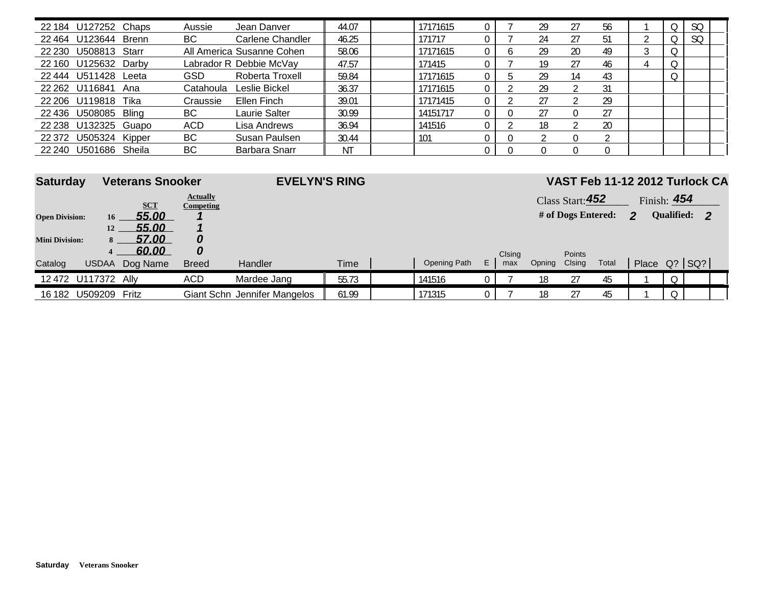| Catalog | USDAA | Dog Name | Breed | Handler | Time | | Opening Path | E | Clsing max | Opning | Points Clsing | Total | Place | Q? | SQ? | |
|---|---|---|---|---|---|---|---|---|---|---|---|---|---|---|---|---|
| 22 184 | U127252 | Chaps | Aussie | Jean Danver | 44.07 | | 17171615 | 0 | 7 | 29 | 27 | 56 | 1 | Q | SQ | |
| 22 464 | U123644 | Brenn | BC | Carlene Chandler | 46.25 | | 171717 | 0 | 7 | 24 | 27 | 51 | 2 | Q | SQ | |
| 22 230 | U508813 | Starr | All America | Susanne Cohen | 58.06 | | 17171615 | 0 | 6 | 29 | 20 | 49 | 3 | Q | | |
| 22 160 | U125632 | Darby | Labrador R | Debbie McVay | 47.57 | | 171415 | 0 | 7 | 19 | 27 | 46 | 4 | Q | | |
| 22 444 | U511428 | Leeta | GSD | Roberta Troxell | 59.84 | | 17171615 | 0 | 5 | 29 | 14 | 43 | | Q | | |
| 22 262 | U116841 | Ana | Catahoula | Leslie Bickel | 36.37 | | 17171615 | 0 | 2 | 29 | 2 | 31 | | | | |
| 22 206 | U119818 | Tika | Craussie | Ellen Finch | 39.01 | | 17171415 | 0 | 2 | 27 | 2 | 29 | | | | |
| 22 436 | U508085 | Bling | BC | Laurie Salter | 30.99 | | 14151717 | 0 | 0 | 27 | 0 | 27 | | | | |
| 22 238 | U132325 | Guapo | ACD | Lisa Andrews | 36.94 | | 141516 | 0 | 2 | 18 | 2 | 20 | | | | |
| 22 372 | U505324 | Kipper | BC | Susan Paulsen | 30.44 | | 101 | 0 | 0 | 2 | 0 | 2 | | | | |
| 22 240 | U501686 | Sheila | BC | Barbara Snarr | NT | | | 0 | 0 | 0 | 0 | 0 | | | | |

## Saturday Veterans Snooker EVELYN'S RING VAST Feb 11-12 2012 Turlock CA

Class Start: *452* Finish: *454*

\# of Dogs Entered: *2* Qualified: *2*

| | | SCT | Actually Competing |
|---|---|---|---|
| Open Division: | 16 | *55.00* | *1* |
| | 12 | *55.00* | *1* |
| Mini Division: | 8 | *57.00* | *0* |
| | 4 | *60.00* | *0* |

| Catalog | USDAA | Dog Name | Breed | Handler | Time | | Opening Path | E | Clsing max | Opning | Points Clsing | Total | Place | Q? | SQ? | |
|---|---|---|---|---|---|---|---|---|---|---|---|---|---|---|---|---|
| 12 472 | U117372 | Ally | ACD | Mardee Jang | 55.73 | | 141516 | 0 | 7 | 18 | 27 | 45 | 1 | Q | | |
| 16 182 | U509209 | Fritz | Giant Schn | Jennifer Mangelos | 61.99 | | 171315 | 0 | 7 | 18 | 27 | 45 | 1 | Q | | |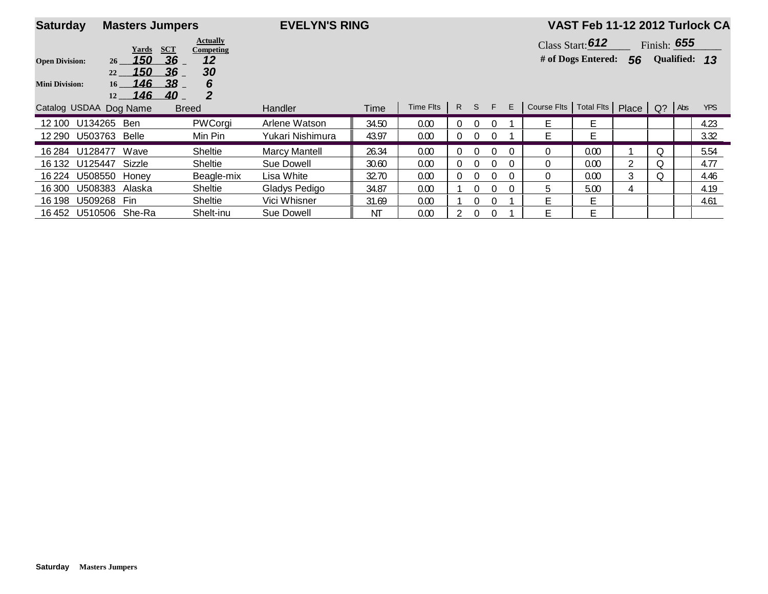**Saturday** **Masters Jumpers** **EVELYN'S RING** **VAST Feb 11-12 2012 Turlock CA**

| | Height | Yards | SCT | Actually Competing |
|---|---|---|---|---|
| **Open Division:** | 26 | *150* | *36* | *12* |
| | 22 | *150* | *36* | *30* |
| **Mini Division:** | 16 | *146* | *38* | *6* |
| | 12 | *146* | *40* | *2* |

Class Start: *612* Finish: *655*

**# of Dogs Entered:** *56* **Qualified:** *13*

| Catalog | USDAA | Dog Name | Breed | Handler | Time | Time Flts | R | S | F | E | Course Flts | Total Flts | Place | Q? | Abs | YPS |
|---|---|---|---|---|---|---|---|---|---|---|---|---|---|---|---|---|
| 12 100 | U134265 | Ben | PWCorgi | Arlene Watson | 34.50 | 0.00 | 0 | 0 | 0 | 1 | E | E | | | | 4.23 |
| 12 290 | U503763 | Belle | Min Pin | Yukari Nishimura | 43.97 | 0.00 | 0 | 0 | 0 | 1 | E | E | | | | 3.32 |
| 16 284 | U128477 | Wave | Sheltie | Marcy Mantell | 26.34 | 0.00 | 0 | 0 | 0 | 0 | 0 | 0.00 | 1 | Q | | 5.54 |
| 16 132 | U125447 | Sizzle | Sheltie | Sue Dowell | 30.60 | 0.00 | 0 | 0 | 0 | 0 | 0 | 0.00 | 2 | Q | | 4.77 |
| 16 224 | U508550 | Honey | Beagle-mix | Lisa White | 32.70 | 0.00 | 0 | 0 | 0 | 0 | 0 | 0.00 | 3 | Q | | 4.46 |
| 16 300 | U508383 | Alaska | Sheltie | Gladys Pedigo | 34.87 | 0.00 | 1 | 0 | 0 | 0 | 5 | 5.00 | 4 | | | 4.19 |
| 16 198 | U509268 | Fin | Sheltie | Vici Whisner | 31.69 | 0.00 | 1 | 0 | 0 | 1 | E | E | | | | 4.61 |
| 16 452 | U510506 | She-Ra | Shelt-inu | Sue Dowell | NT | 0.00 | 2 | 0 | 0 | 1 | E | E | | | | |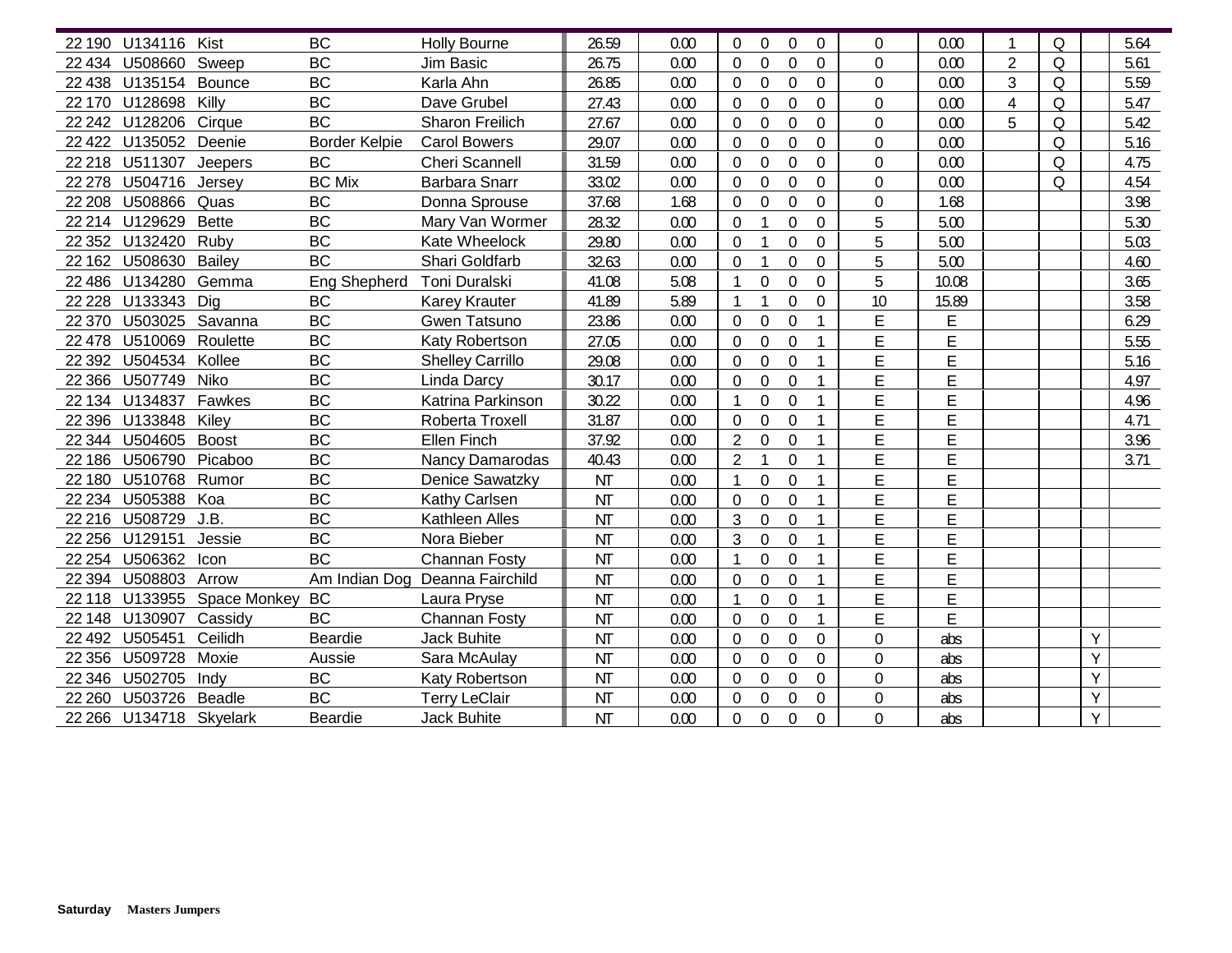| | | | | | | | | | | | | | | | | | |
|---|---|---|---|---|---|---|---|---|---|---|---|---|---|---|---|---|---|
| 22 190 | U134116 | Kist | BC | Holly Bourne | 26.59 | 0.00 | 0 | 0 | 0 | 0 | 0 | 0.00 | 1 | Q | | 5.64 |
| 22 434 | U508660 | Sweep | BC | Jim Basic | 26.75 | 0.00 | 0 | 0 | 0 | 0 | 0 | 0.00 | 2 | Q | | 5.61 |
| 22 438 | U135154 | Bounce | BC | Karla Ahn | 26.85 | 0.00 | 0 | 0 | 0 | 0 | 0 | 0.00 | 3 | Q | | 5.59 |
| 22 170 | U128698 | Killy | BC | Dave Grubel | 27.43 | 0.00 | 0 | 0 | 0 | 0 | 0 | 0.00 | 4 | Q | | 5.47 |
| 22 242 | U128206 | Cirque | BC | Sharon Freilich | 27.67 | 0.00 | 0 | 0 | 0 | 0 | 0 | 0.00 | 5 | Q | | 5.42 |
| 22 422 | U135052 | Deenie | Border Kelpie | Carol Bowers | 29.07 | 0.00 | 0 | 0 | 0 | 0 | 0 | 0.00 | | Q | | 5.16 |
| 22 218 | U511307 | Jeepers | BC | Cheri Scannell | 31.59 | 0.00 | 0 | 0 | 0 | 0 | 0 | 0.00 | | Q | | 4.75 |
| 22 278 | U504716 | Jersey | BC Mix | Barbara Snarr | 33.02 | 0.00 | 0 | 0 | 0 | 0 | 0 | 0.00 | | Q | | 4.54 |
| 22 208 | U508866 | Quas | BC | Donna Sprouse | 37.68 | 1.68 | 0 | 0 | 0 | 0 | 0 | 1.68 | | | | 3.98 |
| 22 214 | U129629 | Bette | BC | Mary Van Wormer | 28.32 | 0.00 | 0 | 1 | 0 | 0 | 5 | 5.00 | | | | 5.30 |
| 22 352 | U132420 | Ruby | BC | Kate Wheelock | 29.80 | 0.00 | 0 | 1 | 0 | 0 | 5 | 5.00 | | | | 5.03 |
| 22 162 | U508630 | Bailey | BC | Shari Goldfarb | 32.63 | 0.00 | 0 | 1 | 0 | 0 | 5 | 5.00 | | | | 4.60 |
| 22 486 | U134280 | Gemma | Eng Shepherd | Toni Duralski | 41.08 | 5.08 | 1 | 0 | 0 | 0 | 5 | 10.08 | | | | 3.65 |
| 22 228 | U133343 | Dig | BC | Karey Krauter | 41.89 | 5.89 | 1 | 1 | 0 | 0 | 10 | 15.89 | | | | 3.58 |
| 22 370 | U503025 | Savanna | BC | Gwen Tatsuno | 23.86 | 0.00 | 0 | 0 | 0 | 1 | E | E | | | | 6.29 |
| 22 478 | U510069 | Roulette | BC | Katy Robertson | 27.05 | 0.00 | 0 | 0 | 0 | 1 | E | E | | | | 5.55 |
| 22 392 | U504534 | Kollee | BC | Shelley Carrillo | 29.08 | 0.00 | 0 | 0 | 0 | 1 | E | E | | | | 5.16 |
| 22 366 | U507749 | Niko | BC | Linda Darcy | 30.17 | 0.00 | 0 | 0 | 0 | 1 | E | E | | | | 4.97 |
| 22 134 | U134837 | Fawkes | BC | Katrina Parkinson | 30.22 | 0.00 | 1 | 0 | 0 | 1 | E | E | | | | 4.96 |
| 22 396 | U133848 | Kiley | BC | Roberta Troxell | 31.87 | 0.00 | 0 | 0 | 0 | 1 | E | E | | | | 4.71 |
| 22 344 | U504605 | Boost | BC | Ellen Finch | 37.92 | 0.00 | 2 | 0 | 0 | 1 | E | E | | | | 3.96 |
| 22 186 | U506790 | Picaboo | BC | Nancy Damarodas | 40.43 | 0.00 | 2 | 1 | 0 | 1 | E | E | | | | 3.71 |
| 22 180 | U510768 | Rumor | BC | Denice Sawatzky | NT | 0.00 | 1 | 0 | 0 | 1 | E | E | | | | |
| 22 234 | U505388 | Koa | BC | Kathy Carlsen | NT | 0.00 | 0 | 0 | 0 | 1 | E | E | | | | |
| 22 216 | U508729 | J.B. | BC | Kathleen Alles | NT | 0.00 | 3 | 0 | 0 | 1 | E | E | | | | |
| 22 256 | U129151 | Jessie | BC | Nora Bieber | NT | 0.00 | 3 | 0 | 0 | 1 | E | E | | | | |
| 22 254 | U506362 | Icon | BC | Channan Fosty | NT | 0.00 | 1 | 0 | 0 | 1 | E | E | | | | |
| 22 394 | U508803 | Arrow | Am Indian Dog | Deanna Fairchild | NT | 0.00 | 0 | 0 | 0 | 1 | E | E | | | | |
| 22 118 | U133955 | Space Monkey | BC | Laura Pryse | NT | 0.00 | 1 | 0 | 0 | 1 | E | E | | | | |
| 22 148 | U130907 | Cassidy | BC | Channan Fosty | NT | 0.00 | 0 | 0 | 0 | 1 | E | E | | | | |
| 22 492 | U505451 | Ceilidh | Beardie | Jack Buhite | NT | 0.00 | 0 | 0 | 0 | 0 | 0 | abs | | | Y | |
| 22 356 | U509728 | Moxie | Aussie | Sara McAulay | NT | 0.00 | 0 | 0 | 0 | 0 | 0 | abs | | | Y | |
| 22 346 | U502705 | Indy | BC | Katy Robertson | NT | 0.00 | 0 | 0 | 0 | 0 | 0 | abs | | | Y | |
| 22 260 | U503726 | Beadle | BC | Terry LeClair | NT | 0.00 | 0 | 0 | 0 | 0 | 0 | abs | | | Y | |
| 22 266 | U134718 | Skyelark | Beardie | Jack Buhite | NT | 0.00 | 0 | 0 | 0 | 0 | 0 | abs | | | Y | |

**Saturday** **Masters Jumpers**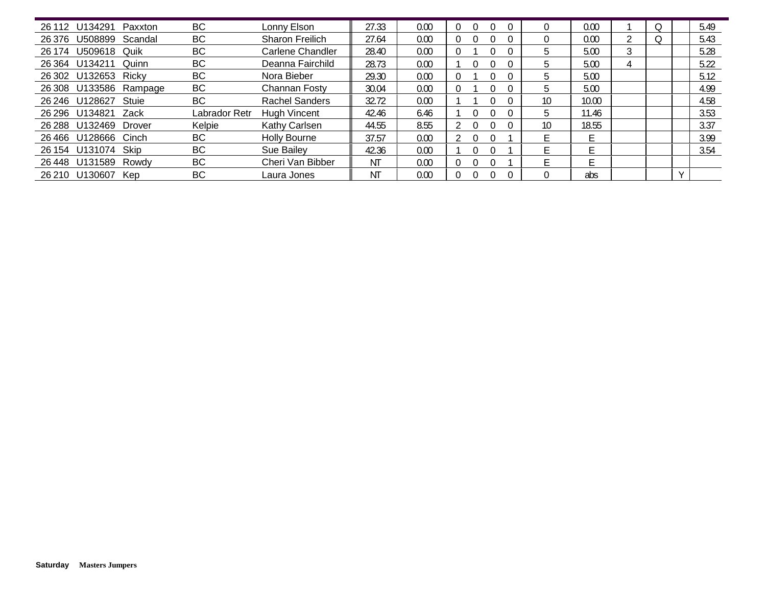| | | | | | | | | | | | | | | | | | |
|---|---|---|---|---|---|---|---|---|---|---|---|---|---|---|---|---|---|
| 26 112 | U134291 | Paxxton | BC | Lonny Elson | 27.33 | 0.00 | 0 | 0 | 0 | 0 | 0 | 0.00 | 1 | Q | | 5.49 |
| 26 376 | U508899 | Scandal | BC | Sharon Freilich | 27.64 | 0.00 | 0 | 0 | 0 | 0 | 0 | 0.00 | 2 | Q | | 5.43 |
| 26 174 | U509618 | Quik | BC | Carlene Chandler | 28.40 | 0.00 | 0 | 1 | 0 | 0 | 5 | 5.00 | 3 | | | 5.28 |
| 26 364 | U134211 | Quinn | BC | Deanna Fairchild | 28.73 | 0.00 | 1 | 0 | 0 | 0 | 5 | 5.00 | 4 | | | 5.22 |
| 26 302 | U132653 | Ricky | BC | Nora Bieber | 29.30 | 0.00 | 0 | 1 | 0 | 0 | 5 | 5.00 | | | | 5.12 |
| 26 308 | U133586 | Rampage | BC | Channan Fosty | 30.04 | 0.00 | 0 | 1 | 0 | 0 | 5 | 5.00 | | | | 4.99 |
| 26 246 | U128627 | Stuie | BC | Rachel Sanders | 32.72 | 0.00 | 1 | 1 | 0 | 0 | 10 | 10.00 | | | | 4.58 |
| 26 296 | U134821 | Zack | Labrador Retr | Hugh Vincent | 42.46 | 6.46 | 1 | 0 | 0 | 0 | 5 | 11.46 | | | | 3.53 |
| 26 288 | U132469 | Drover | Kelpie | Kathy Carlsen | 44.55 | 8.55 | 2 | 0 | 0 | 0 | 10 | 18.55 | | | | 3.37 |
| 26 466 | U128666 | Cinch | BC | Holly Bourne | 37.57 | 0.00 | 2 | 0 | 0 | 1 | E | E | | | | 3.99 |
| 26 154 | U131074 | Skip | BC | Sue Bailey | 42.36 | 0.00 | 1 | 0 | 0 | 1 | E | E | | | | 3.54 |
| 26 448 | U131589 | Rowdy | BC | Cheri Van Bibber | NT | 0.00 | 0 | 0 | 0 | 1 | E | E | | | | |
| 26 210 | U130607 | Kep | BC | Laura Jones | NT | 0.00 | 0 | 0 | 0 | 0 | 0 | abs | | | Y | |

**Saturday** **Masters Jumpers**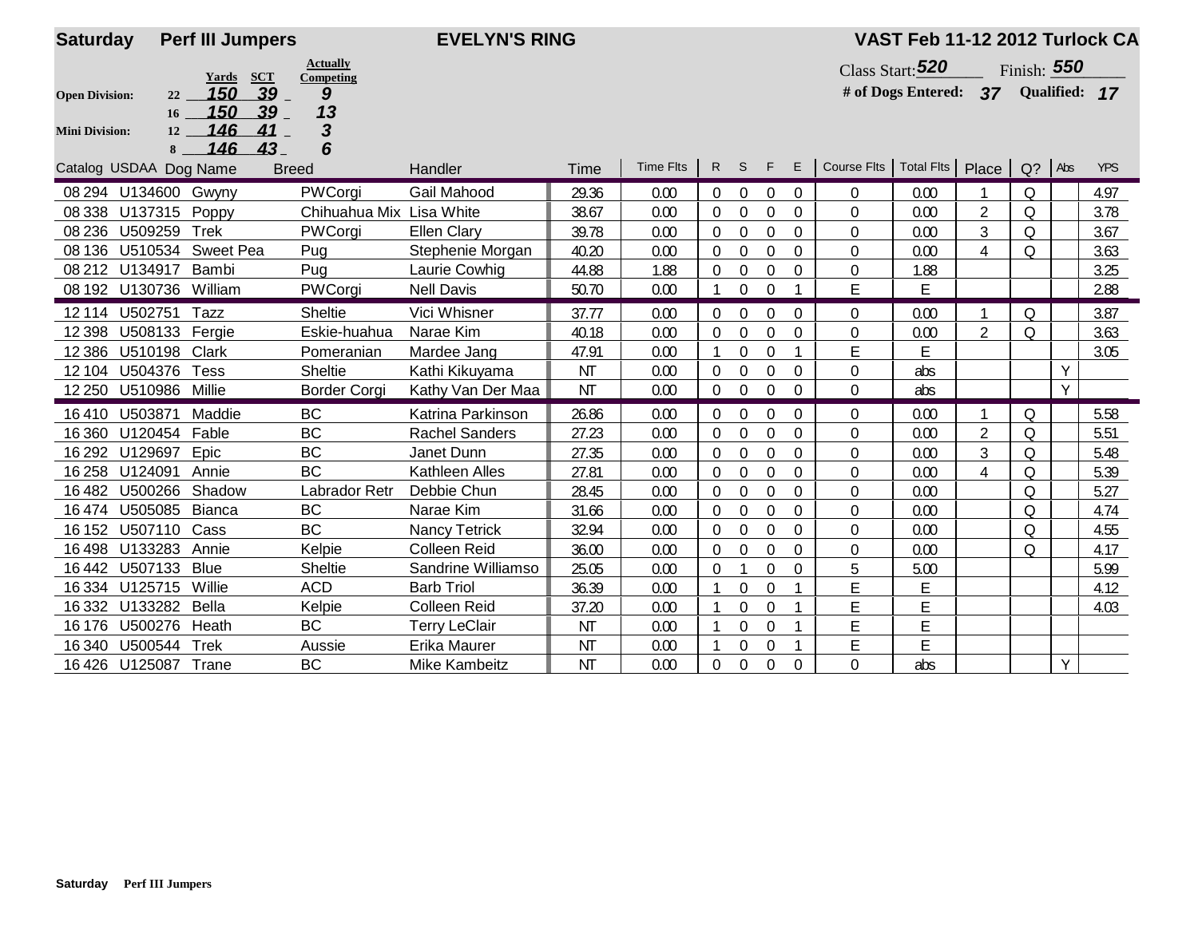**Saturday** **Perf III Jumpers** **EVELYN'S RING** **VAST Feb 11-12 2012 Turlock CA**

| | | Yards | SCT | Actually Competing |
|---|---|---|---|---|
| Open Division: | 22 | 150 | 39 | 9 |
| | 16 | 150 | 39 | 13 |
| Mini Division: | 12 | 146 | 41 | 3 |
| | 8 | 146 | 43 | 6 |

Class Start: 520 Finish: 550

# of Dogs Entered: 37 Qualified: 17

| Catalog | USDAA | Dog Name | Breed | Handler | Time | Time Flts | R | S | F | E | Course Flts | Total Flts | Place | Q? | Abs | YPS |
|---|---|---|---|---|---|---|---|---|---|---|---|---|---|---|---|---|
| 08 294 | U134600 | Gwyny | PWCorgi | Gail Mahood | 29.36 | 0.00 | 0 | 0 | 0 | 0 | 0 | 0.00 | 1 | Q | | 4.97 |
| 08 338 | U137315 | Poppy | Chihuahua Mix | Lisa White | 38.67 | 0.00 | 0 | 0 | 0 | 0 | 0 | 0.00 | 2 | Q | | 3.78 |
| 08 236 | U509259 | Trek | PWCorgi | Ellen Clary | 39.78 | 0.00 | 0 | 0 | 0 | 0 | 0 | 0.00 | 3 | Q | | 3.67 |
| 08 136 | U510534 | Sweet Pea | Pug | Stephenie Morgan | 40.20 | 0.00 | 0 | 0 | 0 | 0 | 0 | 0.00 | 4 | Q | | 3.63 |
| 08 212 | U134917 | Bambi | Pug | Laurie Cowhig | 44.88 | 1.88 | 0 | 0 | 0 | 0 | 0 | 1.88 | | | | 3.25 |
| 08 192 | U130736 | William | PWCorgi | Nell Davis | 50.70 | 0.00 | 1 | 0 | 0 | 1 | E | E | | | | 2.88 |
| 12 114 | U502751 | Tazz | Sheltie | Vici Whisner | 37.77 | 0.00 | 0 | 0 | 0 | 0 | 0 | 0.00 | 1 | Q | | 3.87 |
| 12 398 | U508133 | Fergie | Eskie-huahua | Narae Kim | 40.18 | 0.00 | 0 | 0 | 0 | 0 | 0 | 0.00 | 2 | Q | | 3.63 |
| 12 386 | U510198 | Clark | Pomeranian | Mardee Jang | 47.91 | 0.00 | 1 | 0 | 0 | 1 | E | E | | | | 3.05 |
| 12 104 | U504376 | Tess | Sheltie | Kathi Kikuyama | NT | 0.00 | 0 | 0 | 0 | 0 | 0 | abs | | | Y | |
| 12 250 | U510986 | Millie | Border Corgi | Kathy Van Der Maa | NT | 0.00 | 0 | 0 | 0 | 0 | 0 | abs | | | Y | |
| 16 410 | U503871 | Maddie | BC | Katrina Parkinson | 26.86 | 0.00 | 0 | 0 | 0 | 0 | 0 | 0.00 | 1 | Q | | 5.58 |
| 16 360 | U120454 | Fable | BC | Rachel Sanders | 27.23 | 0.00 | 0 | 0 | 0 | 0 | 0 | 0.00 | 2 | Q | | 5.51 |
| 16 292 | U129697 | Epic | BC | Janet Dunn | 27.35 | 0.00 | 0 | 0 | 0 | 0 | 0 | 0.00 | 3 | Q | | 5.48 |
| 16 258 | U124091 | Annie | BC | Kathleen Alles | 27.81 | 0.00 | 0 | 0 | 0 | 0 | 0 | 0.00 | 4 | Q | | 5.39 |
| 16 482 | U500266 | Shadow | Labrador Retr | Debbie Chun | 28.45 | 0.00 | 0 | 0 | 0 | 0 | 0 | 0.00 | | Q | | 5.27 |
| 16 474 | U505085 | Bianca | BC | Narae Kim | 31.66 | 0.00 | 0 | 0 | 0 | 0 | 0 | 0.00 | | Q | | 4.74 |
| 16 152 | U507110 | Cass | BC | Nancy Tetrick | 32.94 | 0.00 | 0 | 0 | 0 | 0 | 0 | 0.00 | | Q | | 4.55 |
| 16 498 | U133283 | Annie | Kelpie | Colleen Reid | 36.00 | 0.00 | 0 | 0 | 0 | 0 | 0 | 0.00 | | Q | | 4.17 |
| 16 442 | U507133 | Blue | Sheltie | Sandrine Williamso | 25.05 | 0.00 | 0 | 1 | 0 | 0 | 5 | 5.00 | | | | 5.99 |
| 16 334 | U125715 | Willie | ACD | Barb Triol | 36.39 | 0.00 | 1 | 0 | 0 | 1 | E | E | | | | 4.12 |
| 16 332 | U133282 | Bella | Kelpie | Colleen Reid | 37.20 | 0.00 | 1 | 0 | 0 | 1 | E | E | | | | 4.03 |
| 16 176 | U500276 | Heath | BC | Terry LeClair | NT | 0.00 | 1 | 0 | 0 | 1 | E | E | | | | |
| 16 340 | U500544 | Trek | Aussie | Erika Maurer | NT | 0.00 | 1 | 0 | 0 | 1 | E | E | | | | |
| 16 426 | U125087 | Trane | BC | Mike Kambeitz | NT | 0.00 | 0 | 0 | 0 | 0 | 0 | abs | | | Y | |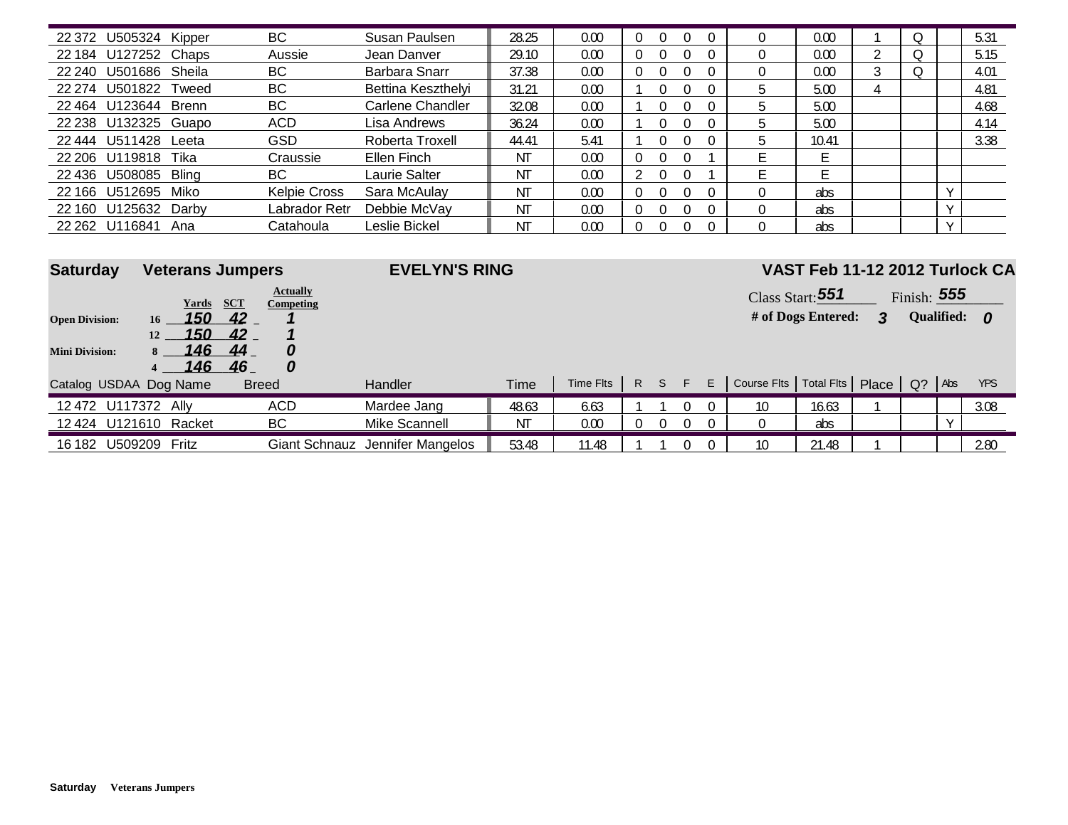| Catalog | USDAA | Dog Name | Breed | Handler | Time | Time Flts | R | S | F | E | Course Flts | Total Flts | Place | Q? | Abs | YPS |
|---|---|---|---|---|---|---|---|---|---|---|---|---|---|---|---|---|
| 22 372 | U505324 | Kipper | BC | Susan Paulsen | 28.25 | 0.00 | 0 | 0 | 0 | 0 | 0 | 0.00 | 1 | Q | | 5.31 |
| 22 184 | U127252 | Chaps | Aussie | Jean Danver | 29.10 | 0.00 | 0 | 0 | 0 | 0 | 0 | 0.00 | 2 | Q | | 5.15 |
| 22 240 | U501686 | Sheila | BC | Barbara Snarr | 37.38 | 0.00 | 0 | 0 | 0 | 0 | 0 | 0.00 | 3 | Q | | 4.01 |
| 22 274 | U501822 | Tweed | BC | Bettina Keszthelyi | 31.21 | 0.00 | 1 | 0 | 0 | 0 | 5 | 5.00 | 4 | | | 4.81 |
| 22 464 | U123644 | Brenn | BC | Carlene Chandler | 32.08 | 0.00 | 1 | 0 | 0 | 0 | 5 | 5.00 | | | | 4.68 |
| 22 238 | U132325 | Guapo | ACD | Lisa Andrews | 36.24 | 0.00 | 1 | 0 | 0 | 0 | 5 | 5.00 | | | | 4.14 |
| 22 444 | U511428 | Leeta | GSD | Roberta Troxell | 44.41 | 5.41 | 1 | 0 | 0 | 0 | 5 | 10.41 | | | | 3.38 |
| 22 206 | U119818 | Tika | Craussie | Ellen Finch | NT | 0.00 | 0 | 0 | 0 | 1 | E | E | | | | |
| 22 436 | U508085 | Bling | BC | Laurie Salter | NT | 0.00 | 2 | 0 | 0 | 1 | E | E | | | | |
| 22 166 | U512695 | Miko | Kelpie Cross | Sara McAulay | NT | 0.00 | 0 | 0 | 0 | 0 | 0 | abs | | | Y | |
| 22 160 | U125632 | Darby | Labrador Retr | Debbie McVay | NT | 0.00 | 0 | 0 | 0 | 0 | 0 | abs | | | Y | |
| 22 262 | U116841 | Ana | Catahoula | Leslie Bickel | NT | 0.00 | 0 | 0 | 0 | 0 | 0 | abs | | | Y | |

## Saturday Veterans Jumpers — EVELYN'S RING — VAST Feb 11-12 2012 Turlock CA

| | Height | Yards | SCT | Actually Competing |
|---|---|---|---|---|
| **Open Division:** | 16 | 150 | 42 | 1 |
| | 12 | 150 | 42 | 1 |
| **Mini Division:** | 8 | 146 | 44 | 0 |
| | 4 | 146 | 46 | 0 |

Class Start: **551** Finish: **555**

**# of Dogs Entered:** 3 **Qualified:** 0

| Catalog | USDAA | Dog Name | Breed | Handler | Time | Time Flts | R | S | F | E | Course Flts | Total Flts | Place | Q? | Abs | YPS |
|---|---|---|---|---|---|---|---|---|---|---|---|---|---|---|---|---|
| 12 472 | U117372 | Ally | ACD | Mardee Jang | 48.63 | 6.63 | 1 | 1 | 0 | 0 | 10 | 16.63 | 1 | | | 3.08 |
| 12 424 | U121610 | Racket | BC | Mike Scannell | NT | 0.00 | 0 | 0 | 0 | 0 | 0 | abs | | | Y | |
| 16 182 | U509209 | Fritz | Giant Schnauz | Jennifer Mangelos | 53.48 | 11.48 | 1 | 1 | 0 | 0 | 10 | 21.48 | 1 | | | 2.80 |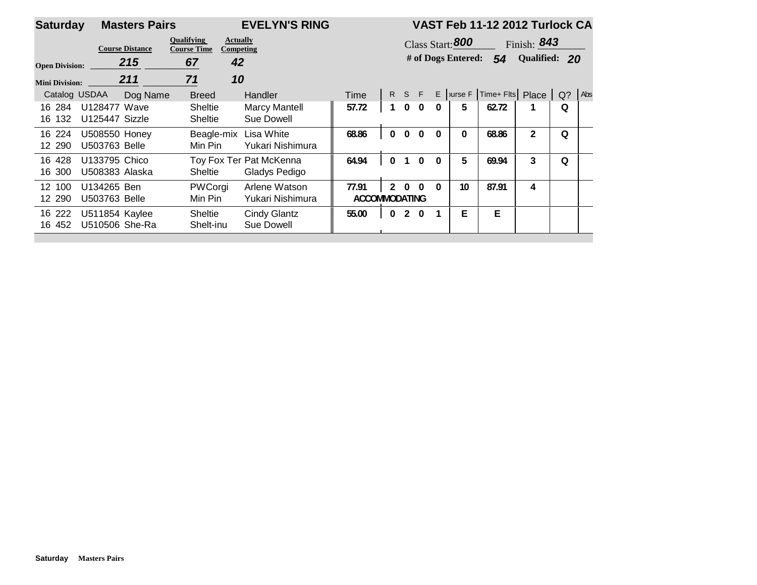**Saturday** **Masters Pairs** **EVELYN'S RING** **VAST Feb 11-12 2012 Turlock CA**

| | Course Distance | Qualifying Course Time | Actually Competing |
|---|---|---|---|
| Open Division: | 215 | 67 | 42 |
| Mini Division: | 211 | 71 | 10 |

Class Start: 800 Finish: 843

\# of Dogs Entered: 54 Qualified: 20

| Catalog | USDAA | Dog Name | Breed | Handler | Time | R | S | F | E | Course F | Time+ Flts | Place | Q? | Abs |
|---|---|---|---|---|---|---|---|---|---|---|---|---|---|---|
| 16 284 | U128477 | Wave | Sheltie | Marcy Mantell | 57.72 | 1 | 0 | 0 | 0 | 5 | 62.72 | 1 | Q | |
| 16 132 | U125447 | Sizzle | Sheltie | Sue Dowell | | | | | | | | | | |
| 16 224 | U508550 | Honey | Beagle-mix | Lisa White | 68.86 | 0 | 0 | 0 | 0 | 0 | 68.86 | 2 | Q | |
| 12 290 | U503763 | Belle | Min Pin | Yukari Nishimura | | | | | | | | | | |
| 16 428 | U133795 | Chico | Toy Fox Ter | Pat McKenna | 64.94 | 0 | 1 | 0 | 0 | 5 | 69.94 | 3 | Q | |
| 16 300 | U508383 | Alaska | Sheltie | Gladys Pedigo | | | | | | | | | | |
| 12 100 | U134265 | Ben | PWCorgi | Arlene Watson | 77.91 | 2 | 0 | 0 | 0 | 10 | 87.91 | 4 | | |
| 12 290 | U503763 | Belle | Min Pin | Yukari Nishimura | ACCOMMODATING | | | | | | | | | |
| 16 222 | U511854 | Kaylee | Sheltie | Cindy Glantz | 55.00 | 0 | 2 | 0 | 1 | E | E | | | |
| 16 452 | U510506 | She-Ra | Shelt-inu | Sue Dowell | | | | | | | | | | |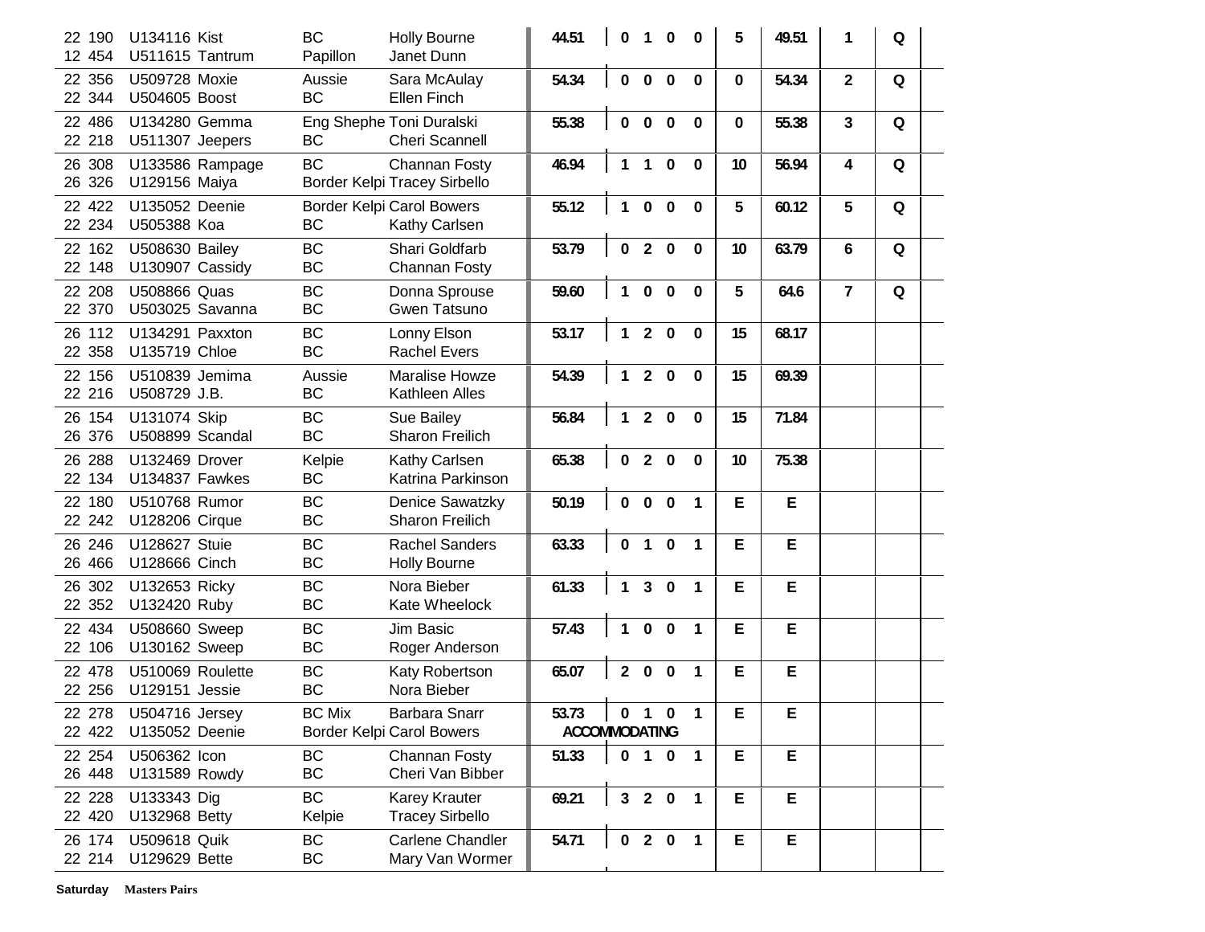| | | | | | | | | | | | | |
|---|---|---|---|---|---|---|---|---|---|---|---|---|
| 22 190<br>12 454 | U134116 Kist<br>U511615 Tantrum | BC<br>Papillon | Holly Bourne<br>Janet Dunn | 44.51 | 0 | 1 | 0 | 0 | 5 | 49.51 | 1 | Q |
| 22 356<br>22 344 | U509728 Moxie<br>U504605 Boost | Aussie<br>BC | Sara McAulay<br>Ellen Finch | 54.34 | 0 | 0 | 0 | 0 | 0 | 54.34 | 2 | Q |
| 22 486<br>22 218 | U134280 Gemma<br>U511307 Jeepers | Eng Shephe<br>BC | Toni Duralski<br>Cheri Scannell | 55.38 | 0 | 0 | 0 | 0 | 0 | 55.38 | 3 | Q |
| 26 308<br>26 326 | U133586 Rampage<br>U129156 Maiya | BC<br>Border Kelpi | Channan Fosty<br>Tracey Sirbello | 46.94 | 1 | 1 | 0 | 0 | 10 | 56.94 | 4 | Q |
| 22 422<br>22 234 | U135052 Deenie<br>U505388 Koa | Border Kelpi<br>BC | Carol Bowers<br>Kathy Carlsen | 55.12 | 1 | 0 | 0 | 0 | 5 | 60.12 | 5 | Q |
| 22 162<br>22 148 | U508630 Bailey<br>U130907 Cassidy | BC<br>BC | Shari Goldfarb<br>Channan Fosty | 53.79 | 0 | 2 | 0 | 0 | 10 | 63.79 | 6 | Q |
| 22 208<br>22 370 | U508866 Quas<br>U503025 Savanna | BC<br>BC | Donna Sprouse<br>Gwen Tatsuno | 59.60 | 1 | 0 | 0 | 0 | 5 | 64.6 | 7 | Q |
| 26 112<br>22 358 | U134291 Paxxton<br>U135719 Chloe | BC<br>BC | Lonny Elson<br>Rachel Evers | 53.17 | 1 | 2 | 0 | 0 | 15 | 68.17 | | |
| 22 156<br>22 216 | U510839 Jemima<br>U508729 J.B. | Aussie<br>BC | Maralise Howze<br>Kathleen Alles | 54.39 | 1 | 2 | 0 | 0 | 15 | 69.39 | | |
| 26 154<br>26 376 | U131074 Skip<br>U508899 Scandal | BC<br>BC | Sue Bailey<br>Sharon Freilich | 56.84 | 1 | 2 | 0 | 0 | 15 | 71.84 | | |
| 26 288<br>22 134 | U132469 Drover<br>U134837 Fawkes | Kelpie<br>BC | Kathy Carlsen<br>Katrina Parkinson | 65.38 | 0 | 2 | 0 | 0 | 10 | 75.38 | | |
| 22 180<br>22 242 | U510768 Rumor<br>U128206 Cirque | BC<br>BC | Denice Sawatzky<br>Sharon Freilich | 50.19 | 0 | 0 | 0 | 1 | E | E | | |
| 26 246<br>26 466 | U128627 Stuie<br>U128666 Cinch | BC<br>BC | Rachel Sanders<br>Holly Bourne | 63.33 | 0 | 1 | 0 | 1 | E | E | | |
| 26 302<br>22 352 | U132653 Ricky<br>U132420 Ruby | BC<br>BC | Nora Bieber<br>Kate Wheelock | 61.33 | 1 | 3 | 0 | 1 | E | E | | |
| 22 434<br>22 106 | U508660 Sweep<br>U130162 Sweep | BC<br>BC | Jim Basic<br>Roger Anderson | 57.43 | 1 | 0 | 0 | 1 | E | E | | |
| 22 478<br>22 256 | U510069 Roulette<br>U129151 Jessie | BC<br>BC | Katy Robertson<br>Nora Bieber | 65.07 | 2 | 0 | 0 | 1 | E | E | | |
| 22 278<br>22 422 | U504716 Jersey<br>U135052 Deenie | BC Mix<br>Border Kelpi | Barbara Snarr<br>Carol Bowers | 53.73<br>ACCOMMODATING | 0 | 1 | 0 | 1 | E | E | | |
| 22 254<br>26 448 | U506362 Icon<br>U131589 Rowdy | BC<br>BC | Channan Fosty<br>Cheri Van Bibber | 51.33 | 0 | 1 | 0 | 1 | E | E | | |
| 22 228<br>22 420 | U133343 Dig<br>U132968 Betty | BC<br>Kelpie | Karey Krauter<br>Tracey Sirbello | 69.21 | 3 | 2 | 0 | 1 | E | E | | |
| 26 174<br>22 214 | U509618 Quik<br>U129629 Bette | BC<br>BC | Carlene Chandler<br>Mary Van Wormer | 54.71 | 0 | 2 | 0 | 1 | E | E | | |

**Saturday** **Masters Pairs**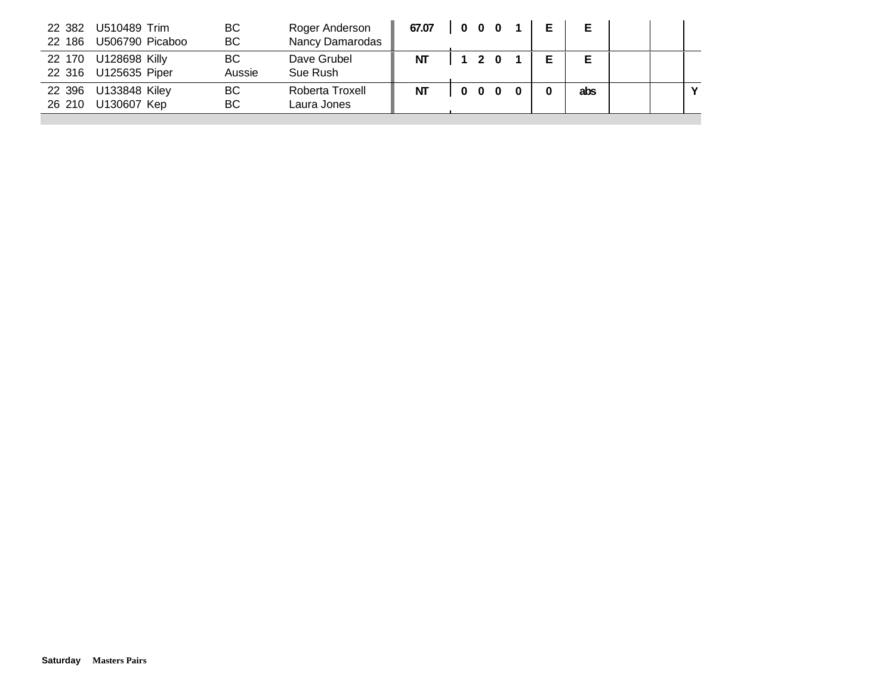| | | | | | | | | | | | | | | | |
|---|---|---|---|---|---|---|---|---|---|---|---|---|---|---|---|
| 22 382<br>22 186 | U510489 Trim<br>U506790 Picaboo | BC<br>BC | Roger Anderson<br>Nancy Damarodas | 67.07 | 0 | 0 | 0 | 1 | E | E | | | |
| 22 170<br>22 316 | U128698 Killy<br>U125635 Piper | BC<br>Aussie | Dave Grubel<br>Sue Rush | NT | 1 | 2 | 0 | 1 | E | E | | | |
| 22 396<br>26 210 | U133848 Kiley<br>U130607 Kep | BC<br>BC | Roberta Troxell<br>Laura Jones | NT | 0 | 0 | 0 | 0 | 0 | abs | | | Y |

**Saturday** **Masters Pairs**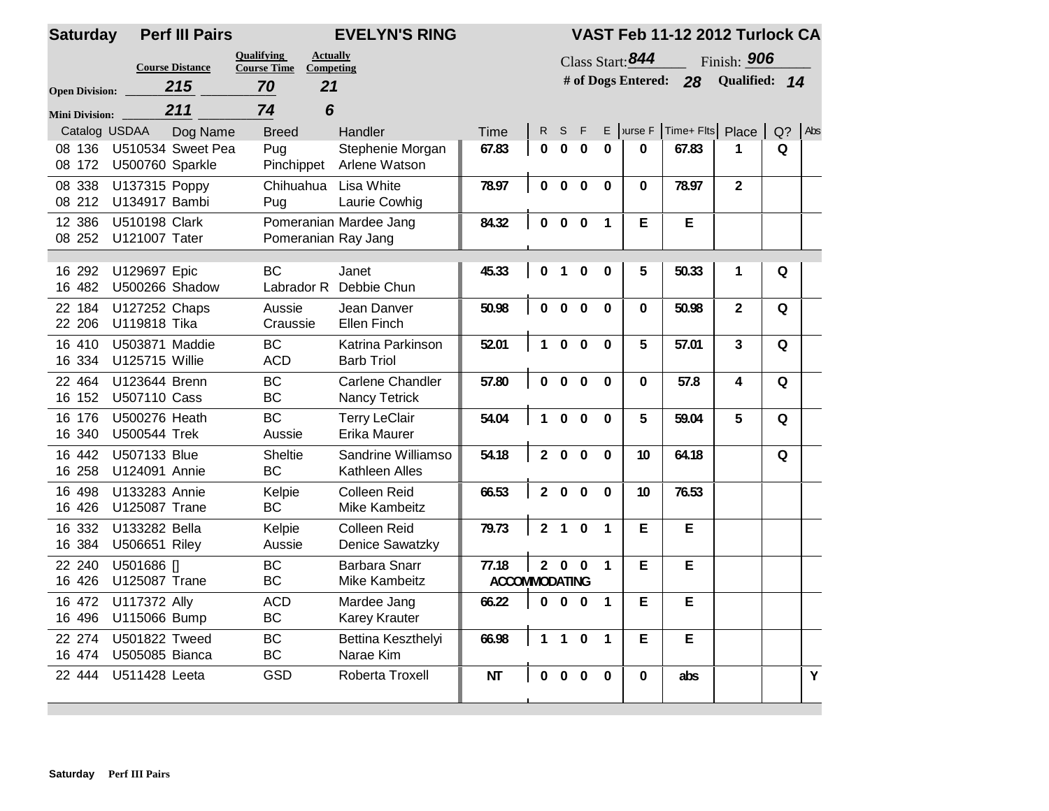**Saturday** **Perf III Pairs** **EVELYN'S RING** **VAST Feb 11-12 2012 Turlock CA**

| | Course Distance | Qualifying Course Time | Actually Competing |
|---|---|---|---|
| Open Division: | 215 | 70 | 21 |
| Mini Division: | 211 | 74 | 6 |

Class Start: 844 Finish: 906

# of Dogs Entered: 28 Qualified: 14

| Catalog | USDAA | Dog Name | Breed | Handler | Time | R | S | F | E | Course F | Time+ Flts | Place | Q? | Abs |
|---|---|---|---|---|---|---|---|---|---|---|---|---|---|---|
| 08 136 | U510534 | Sweet Pea | Pug | Stephenie Morgan | 67.83 | 0 | 0 | 0 | 0 | 0 | 67.83 | 1 | Q | |
| 08 172 | U500760 | Sparkle | Pinchippet | Arlene Watson | | | | | | | | | | |
| 08 338 | U137315 | Poppy | Chihuahua | Lisa White | 78.97 | 0 | 0 | 0 | 0 | 0 | 78.97 | 2 | | |
| 08 212 | U134917 | Bambi | Pug | Laurie Cowhig | | | | | | | | | | |
| 12 386 | U510198 | Clark | Pomeranian | Mardee Jang | 84.32 | 0 | 0 | 0 | 1 | E | E | | | |
| 08 252 | U121007 | Tater | Pomeranian | Ray Jang | | | | | | | | | | |
| 16 292 | U129697 | Epic | BC | Janet | 45.33 | 0 | 1 | 0 | 0 | 5 | 50.33 | 1 | Q | |
| 16 482 | U500266 | Shadow | Labrador R | Debbie Chun | | | | | | | | | | |
| 22 184 | U127252 | Chaps | Aussie | Jean Danver | 50.98 | 0 | 0 | 0 | 0 | 0 | 50.98 | 2 | Q | |
| 22 206 | U119818 | Tika | Craussie | Ellen Finch | | | | | | | | | | |
| 16 410 | U503871 | Maddie | BC | Katrina Parkinson | 52.01 | 1 | 0 | 0 | 0 | 5 | 57.01 | 3 | Q | |
| 16 334 | U125715 | Willie | ACD | Barb Triol | | | | | | | | | | |
| 22 464 | U123644 | Brenn | BC | Carlene Chandler | 57.80 | 0 | 0 | 0 | 0 | 0 | 57.8 | 4 | Q | |
| 16 152 | U507110 | Cass | BC | Nancy Tetrick | | | | | | | | | | |
| 16 176 | U500276 | Heath | BC | Terry LeClair | 54.04 | 1 | 0 | 0 | 0 | 5 | 59.04 | 5 | Q | |
| 16 340 | U500544 | Trek | Aussie | Erika Maurer | | | | | | | | | | |
| 16 442 | U507133 | Blue | Sheltie | Sandrine Williamso | 54.18 | 2 | 0 | 0 | 0 | 10 | 64.18 | | Q | |
| 16 258 | U124091 | Annie | BC | Kathleen Alles | | | | | | | | | | |
| 16 498 | U133283 | Annie | Kelpie | Colleen Reid | 66.53 | 2 | 0 | 0 | 0 | 10 | 76.53 | | | |
| 16 426 | U125087 | Trane | BC | Mike Kambeitz | | | | | | | | | | |
| 16 332 | U133282 | Bella | Kelpie | Colleen Reid | 79.73 | 2 | 1 | 0 | 1 | E | E | | | |
| 16 384 | U506651 | Riley | Aussie | Denice Sawatzky | | | | | | | | | | |
| 22 240 | U501686 | [] | BC | Barbara Snarr | 77.18 | 2 | 0 | 0 | 1 | E | E | | | |
| 16 426 | U125087 | Trane | BC | Mike Kambeitz | ACCOMMODATING | | | | | | | | | |
| 16 472 | U117372 | Ally | ACD | Mardee Jang | 66.22 | 0 | 0 | 0 | 1 | E | E | | | |
| 16 496 | U115066 | Bump | BC | Karey Krauter | | | | | | | | | | |
| 22 274 | U501822 | Tweed | BC | Bettina Keszthelyi | 66.98 | 1 | 1 | 0 | 1 | E | E | | | |
| 16 474 | U505085 | Bianca | BC | Narae Kim | | | | | | | | | | |
| 22 444 | U511428 | Leeta | GSD | Roberta Troxell | NT | 0 | 0 | 0 | 0 | 0 | abs | | | Y |